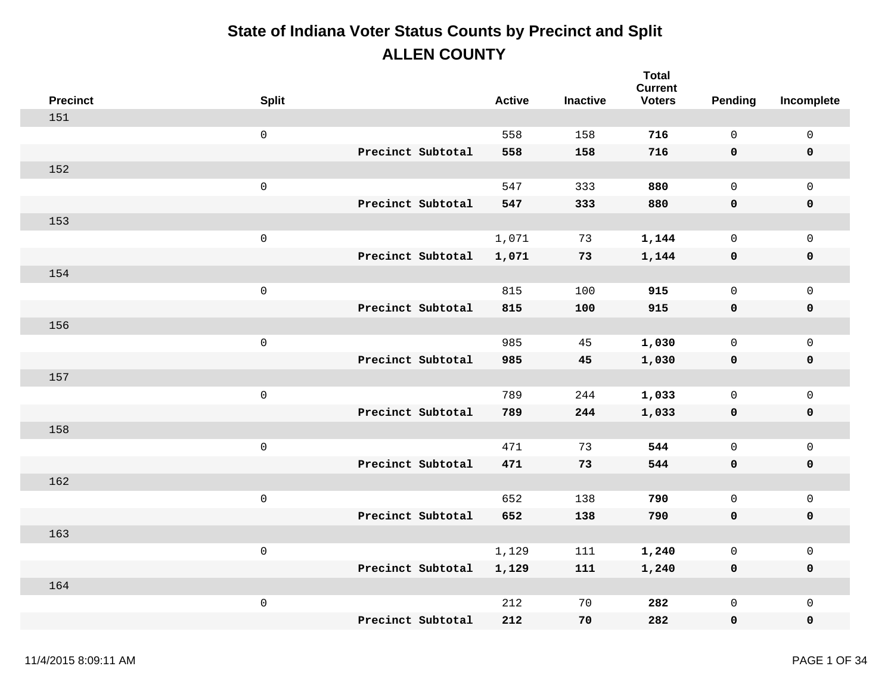# State of Indiana Voter Status Counts by Precinct and Split

## ALLEN COUNTY

| Precinct | Split | | Active | Inactive | Total Current Voters | Pending | Incomplete |
|---|---|---|---|---|---|---|---|
| 151 | | | | | | | |
| | 0 | | 558 | 158 | **716** | 0 | 0 |
| | | **Precinct Subtotal** | **558** | **158** | **716** | **0** | **0** |
| 152 | | | | | | | |
| | 0 | | 547 | 333 | **880** | 0 | 0 |
| | | **Precinct Subtotal** | **547** | **333** | **880** | **0** | **0** |
| 153 | | | | | | | |
| | 0 | | 1,071 | 73 | **1,144** | 0 | 0 |
| | | **Precinct Subtotal** | **1,071** | **73** | **1,144** | **0** | **0** |
| 154 | | | | | | | |
| | 0 | | 815 | 100 | **915** | 0 | 0 |
| | | **Precinct Subtotal** | **815** | **100** | **915** | **0** | **0** |
| 156 | | | | | | | |
| | 0 | | 985 | 45 | **1,030** | 0 | 0 |
| | | **Precinct Subtotal** | **985** | **45** | **1,030** | **0** | **0** |
| 157 | | | | | | | |
| | 0 | | 789 | 244 | **1,033** | 0 | 0 |
| | | **Precinct Subtotal** | **789** | **244** | **1,033** | **0** | **0** |
| 158 | | | | | | | |
| | 0 | | 471 | 73 | **544** | 0 | 0 |
| | | **Precinct Subtotal** | **471** | **73** | **544** | **0** | **0** |
| 162 | | | | | | | |
| | 0 | | 652 | 138 | **790** | 0 | 0 |
| | | **Precinct Subtotal** | **652** | **138** | **790** | **0** | **0** |
| 163 | | | | | | | |
| | 0 | | 1,129 | 111 | **1,240** | 0 | 0 |
| | | **Precinct Subtotal** | **1,129** | **111** | **1,240** | **0** | **0** |
| 164 | | | | | | | |
| | 0 | | 212 | 70 | **282** | 0 | 0 |
| | | **Precinct Subtotal** | **212** | **70** | **282** | **0** | **0** |

11/4/2015 8:09:11 AM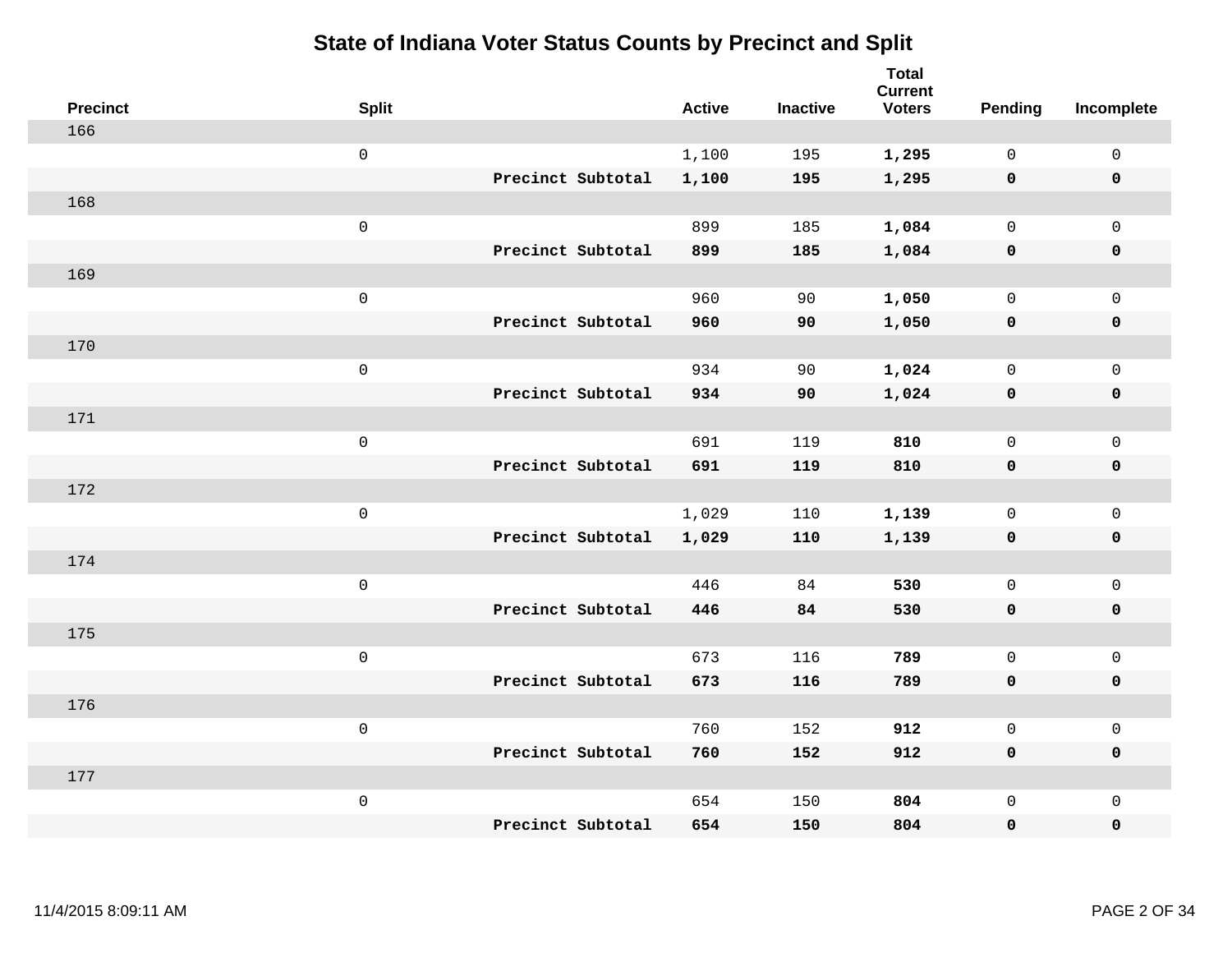# State of Indiana Voter Status Counts by Precinct and Split

| Precinct | Split | | Active | Inactive | Total Current Voters | Pending | Incomplete |
|---|---|---|---|---|---|---|---|
| 166 | | | | | | | |
| | 0 | | 1,100 | 195 | **1,295** | 0 | 0 |
| | | **Precinct Subtotal** | **1,100** | **195** | **1,295** | **0** | **0** |
| 168 | | | | | | | |
| | 0 | | 899 | 185 | **1,084** | 0 | 0 |
| | | **Precinct Subtotal** | **899** | **185** | **1,084** | **0** | **0** |
| 169 | | | | | | | |
| | 0 | | 960 | 90 | **1,050** | 0 | 0 |
| | | **Precinct Subtotal** | **960** | **90** | **1,050** | **0** | **0** |
| 170 | | | | | | | |
| | 0 | | 934 | 90 | **1,024** | 0 | 0 |
| | | **Precinct Subtotal** | **934** | **90** | **1,024** | **0** | **0** |
| 171 | | | | | | | |
| | 0 | | 691 | 119 | **810** | 0 | 0 |
| | | **Precinct Subtotal** | **691** | **119** | **810** | **0** | **0** |
| 172 | | | | | | | |
| | 0 | | 1,029 | 110 | **1,139** | 0 | 0 |
| | | **Precinct Subtotal** | **1,029** | **110** | **1,139** | **0** | **0** |
| 174 | | | | | | | |
| | 0 | | 446 | 84 | **530** | 0 | 0 |
| | | **Precinct Subtotal** | **446** | **84** | **530** | **0** | **0** |
| 175 | | | | | | | |
| | 0 | | 673 | 116 | **789** | 0 | 0 |
| | | **Precinct Subtotal** | **673** | **116** | **789** | **0** | **0** |
| 176 | | | | | | | |
| | 0 | | 760 | 152 | **912** | 0 | 0 |
| | | **Precinct Subtotal** | **760** | **152** | **912** | **0** | **0** |
| 177 | | | | | | | |
| | 0 | | 654 | 150 | **804** | 0 | 0 |
| | | **Precinct Subtotal** | **654** | **150** | **804** | **0** | **0** |

11/4/2015 8:09:11 AM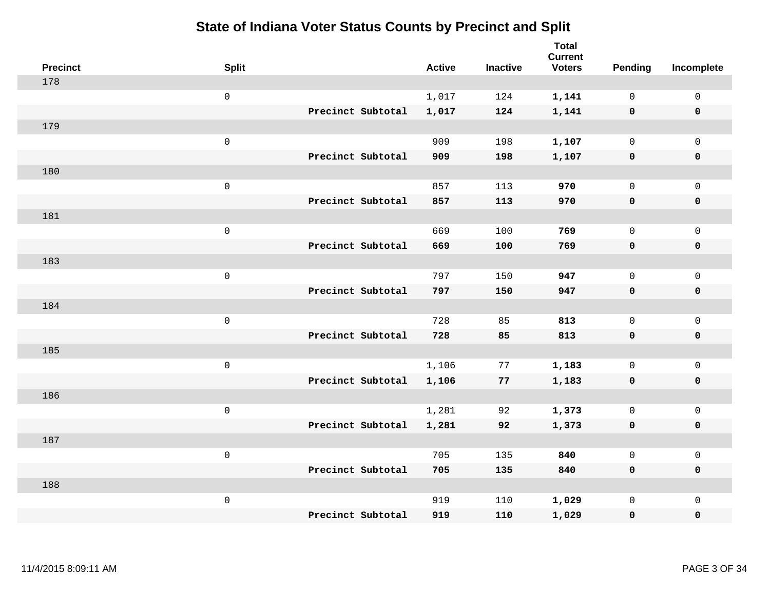# State of Indiana Voter Status Counts by Precinct and Split

| Precinct | Split | | Active | Inactive | Total Current Voters | Pending | Incomplete |
|---|---|---|---|---|---|---|---|
| 178 | | | | | | | |
| | 0 | | 1,017 | 124 | **1,141** | 0 | 0 |
| | | **Precinct Subtotal** | **1,017** | **124** | **1,141** | **0** | **0** |
| 179 | | | | | | | |
| | 0 | | 909 | 198 | **1,107** | 0 | 0 |
| | | **Precinct Subtotal** | **909** | **198** | **1,107** | **0** | **0** |
| 180 | | | | | | | |
| | 0 | | 857 | 113 | **970** | 0 | 0 |
| | | **Precinct Subtotal** | **857** | **113** | **970** | **0** | **0** |
| 181 | | | | | | | |
| | 0 | | 669 | 100 | **769** | 0 | 0 |
| | | **Precinct Subtotal** | **669** | **100** | **769** | **0** | **0** |
| 183 | | | | | | | |
| | 0 | | 797 | 150 | **947** | 0 | 0 |
| | | **Precinct Subtotal** | **797** | **150** | **947** | **0** | **0** |
| 184 | | | | | | | |
| | 0 | | 728 | 85 | **813** | 0 | 0 |
| | | **Precinct Subtotal** | **728** | **85** | **813** | **0** | **0** |
| 185 | | | | | | | |
| | 0 | | 1,106 | 77 | **1,183** | 0 | 0 |
| | | **Precinct Subtotal** | **1,106** | **77** | **1,183** | **0** | **0** |
| 186 | | | | | | | |
| | 0 | | 1,281 | 92 | **1,373** | 0 | 0 |
| | | **Precinct Subtotal** | **1,281** | **92** | **1,373** | **0** | **0** |
| 187 | | | | | | | |
| | 0 | | 705 | 135 | **840** | 0 | 0 |
| | | **Precinct Subtotal** | **705** | **135** | **840** | **0** | **0** |
| 188 | | | | | | | |
| | 0 | | 919 | 110 | **1,029** | 0 | 0 |
| | | **Precinct Subtotal** | **919** | **110** | **1,029** | **0** | **0** |

11/4/2015 8:09:11 AM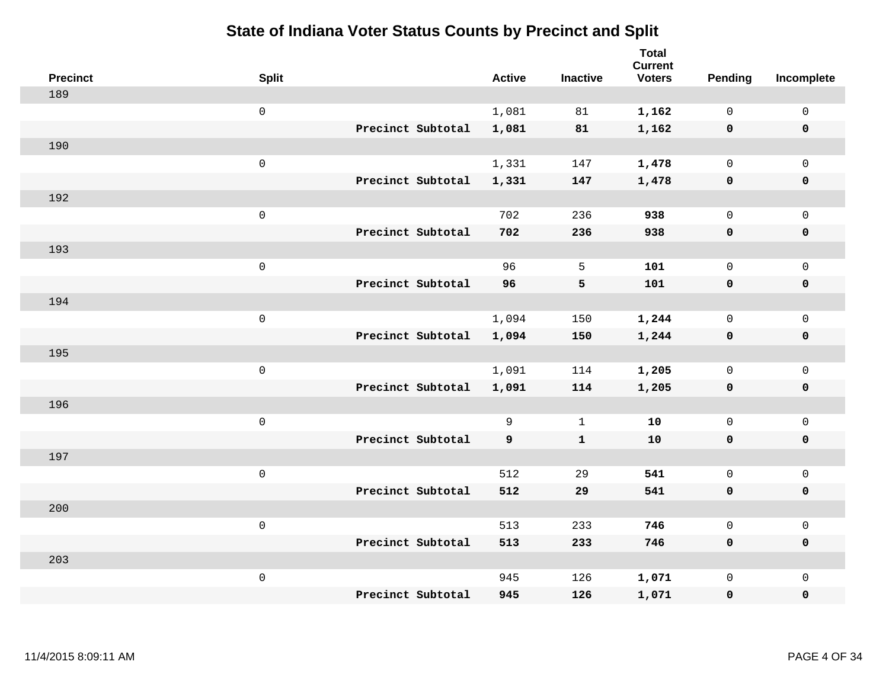# State of Indiana Voter Status Counts by Precinct and Split

| Precinct | Split | | Active | Inactive | Total Current Voters | Pending | Incomplete |
|---|---|---|---|---|---|---|---|
| 189 | | | | | | | |
| | 0 | | 1,081 | 81 | **1,162** | 0 | 0 |
| | | **Precinct Subtotal** | **1,081** | **81** | **1,162** | **0** | **0** |
| 190 | | | | | | | |
| | 0 | | 1,331 | 147 | **1,478** | 0 | 0 |
| | | **Precinct Subtotal** | **1,331** | **147** | **1,478** | **0** | **0** |
| 192 | | | | | | | |
| | 0 | | 702 | 236 | **938** | 0 | 0 |
| | | **Precinct Subtotal** | **702** | **236** | **938** | **0** | **0** |
| 193 | | | | | | | |
| | 0 | | 96 | 5 | **101** | 0 | 0 |
| | | **Precinct Subtotal** | **96** | **5** | **101** | **0** | **0** |
| 194 | | | | | | | |
| | 0 | | 1,094 | 150 | **1,244** | 0 | 0 |
| | | **Precinct Subtotal** | **1,094** | **150** | **1,244** | **0** | **0** |
| 195 | | | | | | | |
| | 0 | | 1,091 | 114 | **1,205** | 0 | 0 |
| | | **Precinct Subtotal** | **1,091** | **114** | **1,205** | **0** | **0** |
| 196 | | | | | | | |
| | 0 | | 9 | 1 | **10** | 0 | 0 |
| | | **Precinct Subtotal** | **9** | **1** | **10** | **0** | **0** |
| 197 | | | | | | | |
| | 0 | | 512 | 29 | **541** | 0 | 0 |
| | | **Precinct Subtotal** | **512** | **29** | **541** | **0** | **0** |
| 200 | | | | | | | |
| | 0 | | 513 | 233 | **746** | 0 | 0 |
| | | **Precinct Subtotal** | **513** | **233** | **746** | **0** | **0** |
| 203 | | | | | | | |
| | 0 | | 945 | 126 | **1,071** | 0 | 0 |
| | | **Precinct Subtotal** | **945** | **126** | **1,071** | **0** | **0** |

11/4/2015 8:09:11 AM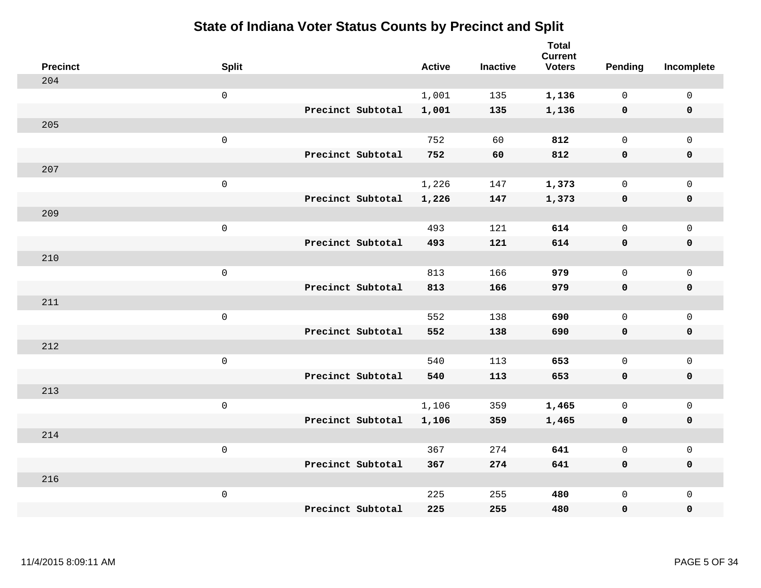# State of Indiana Voter Status Counts by Precinct and Split

| Precinct | Split | | Active | Inactive | Total Current Voters | Pending | Incomplete |
|---|---|---|---|---|---|---|---|
| 204 | | | | | | | |
| | 0 | | 1,001 | 135 | **1,136** | 0 | 0 |
| | | **Precinct Subtotal** | **1,001** | **135** | **1,136** | **0** | **0** |
| 205 | | | | | | | |
| | 0 | | 752 | 60 | **812** | 0 | 0 |
| | | **Precinct Subtotal** | **752** | **60** | **812** | **0** | **0** |
| 207 | | | | | | | |
| | 0 | | 1,226 | 147 | **1,373** | 0 | 0 |
| | | **Precinct Subtotal** | **1,226** | **147** | **1,373** | **0** | **0** |
| 209 | | | | | | | |
| | 0 | | 493 | 121 | **614** | 0 | 0 |
| | | **Precinct Subtotal** | **493** | **121** | **614** | **0** | **0** |
| 210 | | | | | | | |
| | 0 | | 813 | 166 | **979** | 0 | 0 |
| | | **Precinct Subtotal** | **813** | **166** | **979** | **0** | **0** |
| 211 | | | | | | | |
| | 0 | | 552 | 138 | **690** | 0 | 0 |
| | | **Precinct Subtotal** | **552** | **138** | **690** | **0** | **0** |
| 212 | | | | | | | |
| | 0 | | 540 | 113 | **653** | 0 | 0 |
| | | **Precinct Subtotal** | **540** | **113** | **653** | **0** | **0** |
| 213 | | | | | | | |
| | 0 | | 1,106 | 359 | **1,465** | 0 | 0 |
| | | **Precinct Subtotal** | **1,106** | **359** | **1,465** | **0** | **0** |
| 214 | | | | | | | |
| | 0 | | 367 | 274 | **641** | 0 | 0 |
| | | **Precinct Subtotal** | **367** | **274** | **641** | **0** | **0** |
| 216 | | | | | | | |
| | 0 | | 225 | 255 | **480** | 0 | 0 |
| | | **Precinct Subtotal** | **225** | **255** | **480** | **0** | **0** |

11/4/2015 8:09:11 AM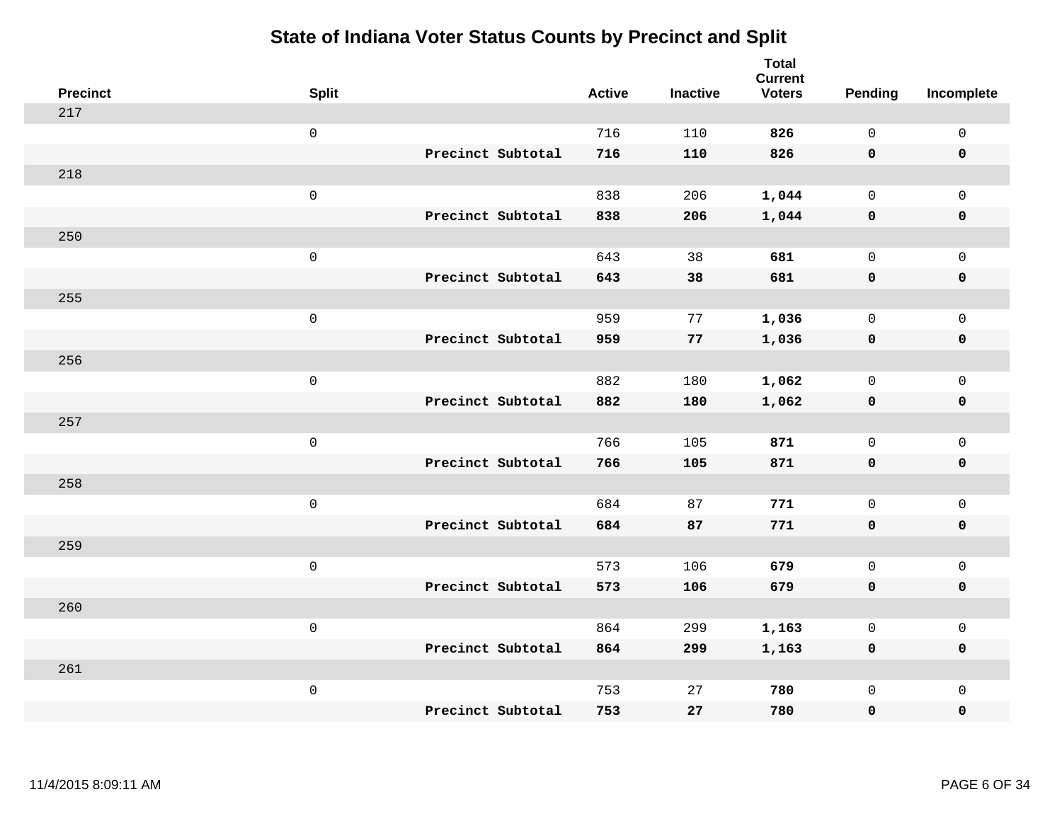# State of Indiana Voter Status Counts by Precinct and Split

| Precinct | Split | | Active | Inactive | Total Current Voters | Pending | Incomplete |
|---|---|---|---|---|---|---|---|
| 217 | | | | | | | |
| | 0 | | 716 | 110 | **826** | 0 | 0 |
| | | **Precinct Subtotal** | **716** | **110** | **826** | **0** | **0** |
| 218 | | | | | | | |
| | 0 | | 838 | 206 | **1,044** | 0 | 0 |
| | | **Precinct Subtotal** | **838** | **206** | **1,044** | **0** | **0** |
| 250 | | | | | | | |
| | 0 | | 643 | 38 | **681** | 0 | 0 |
| | | **Precinct Subtotal** | **643** | **38** | **681** | **0** | **0** |
| 255 | | | | | | | |
| | 0 | | 959 | 77 | **1,036** | 0 | 0 |
| | | **Precinct Subtotal** | **959** | **77** | **1,036** | **0** | **0** |
| 256 | | | | | | | |
| | 0 | | 882 | 180 | **1,062** | 0 | 0 |
| | | **Precinct Subtotal** | **882** | **180** | **1,062** | **0** | **0** |
| 257 | | | | | | | |
| | 0 | | 766 | 105 | **871** | 0 | 0 |
| | | **Precinct Subtotal** | **766** | **105** | **871** | **0** | **0** |
| 258 | | | | | | | |
| | 0 | | 684 | 87 | **771** | 0 | 0 |
| | | **Precinct Subtotal** | **684** | **87** | **771** | **0** | **0** |
| 259 | | | | | | | |
| | 0 | | 573 | 106 | **679** | 0 | 0 |
| | | **Precinct Subtotal** | **573** | **106** | **679** | **0** | **0** |
| 260 | | | | | | | |
| | 0 | | 864 | 299 | **1,163** | 0 | 0 |
| | | **Precinct Subtotal** | **864** | **299** | **1,163** | **0** | **0** |
| 261 | | | | | | | |
| | 0 | | 753 | 27 | **780** | 0 | 0 |
| | | **Precinct Subtotal** | **753** | **27** | **780** | **0** | **0** |

11/4/2015 8:09:11 AM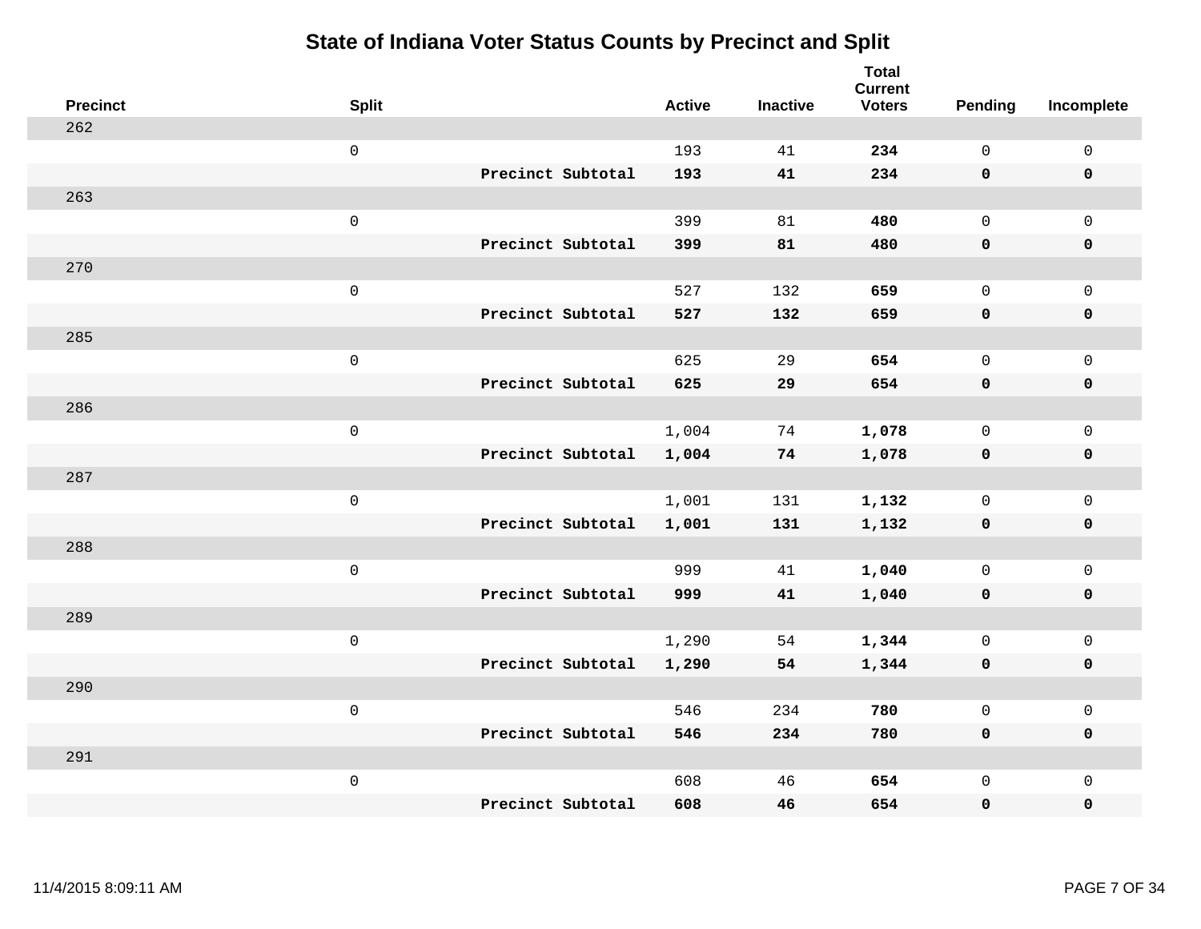# State of Indiana Voter Status Counts by Precinct and Split

| Precinct | Split | | Active | Inactive | Total Current Voters | Pending | Incomplete |
|---|---|---|---|---|---|---|---|
| 262 | | | | | | | |
| | 0 | | 193 | 41 | **234** | 0 | 0 |
| | | **Precinct Subtotal** | **193** | **41** | **234** | **0** | **0** |
| 263 | | | | | | | |
| | 0 | | 399 | 81 | **480** | 0 | 0 |
| | | **Precinct Subtotal** | **399** | **81** | **480** | **0** | **0** |
| 270 | | | | | | | |
| | 0 | | 527 | 132 | **659** | 0 | 0 |
| | | **Precinct Subtotal** | **527** | **132** | **659** | **0** | **0** |
| 285 | | | | | | | |
| | 0 | | 625 | 29 | **654** | 0 | 0 |
| | | **Precinct Subtotal** | **625** | **29** | **654** | **0** | **0** |
| 286 | | | | | | | |
| | 0 | | 1,004 | 74 | **1,078** | 0 | 0 |
| | | **Precinct Subtotal** | **1,004** | **74** | **1,078** | **0** | **0** |
| 287 | | | | | | | |
| | 0 | | 1,001 | 131 | **1,132** | 0 | 0 |
| | | **Precinct Subtotal** | **1,001** | **131** | **1,132** | **0** | **0** |
| 288 | | | | | | | |
| | 0 | | 999 | 41 | **1,040** | 0 | 0 |
| | | **Precinct Subtotal** | **999** | **41** | **1,040** | **0** | **0** |
| 289 | | | | | | | |
| | 0 | | 1,290 | 54 | **1,344** | 0 | 0 |
| | | **Precinct Subtotal** | **1,290** | **54** | **1,344** | **0** | **0** |
| 290 | | | | | | | |
| | 0 | | 546 | 234 | **780** | 0 | 0 |
| | | **Precinct Subtotal** | **546** | **234** | **780** | **0** | **0** |
| 291 | | | | | | | |
| | 0 | | 608 | 46 | **654** | 0 | 0 |
| | | **Precinct Subtotal** | **608** | **46** | **654** | **0** | **0** |

11/4/2015 8:09:11 AM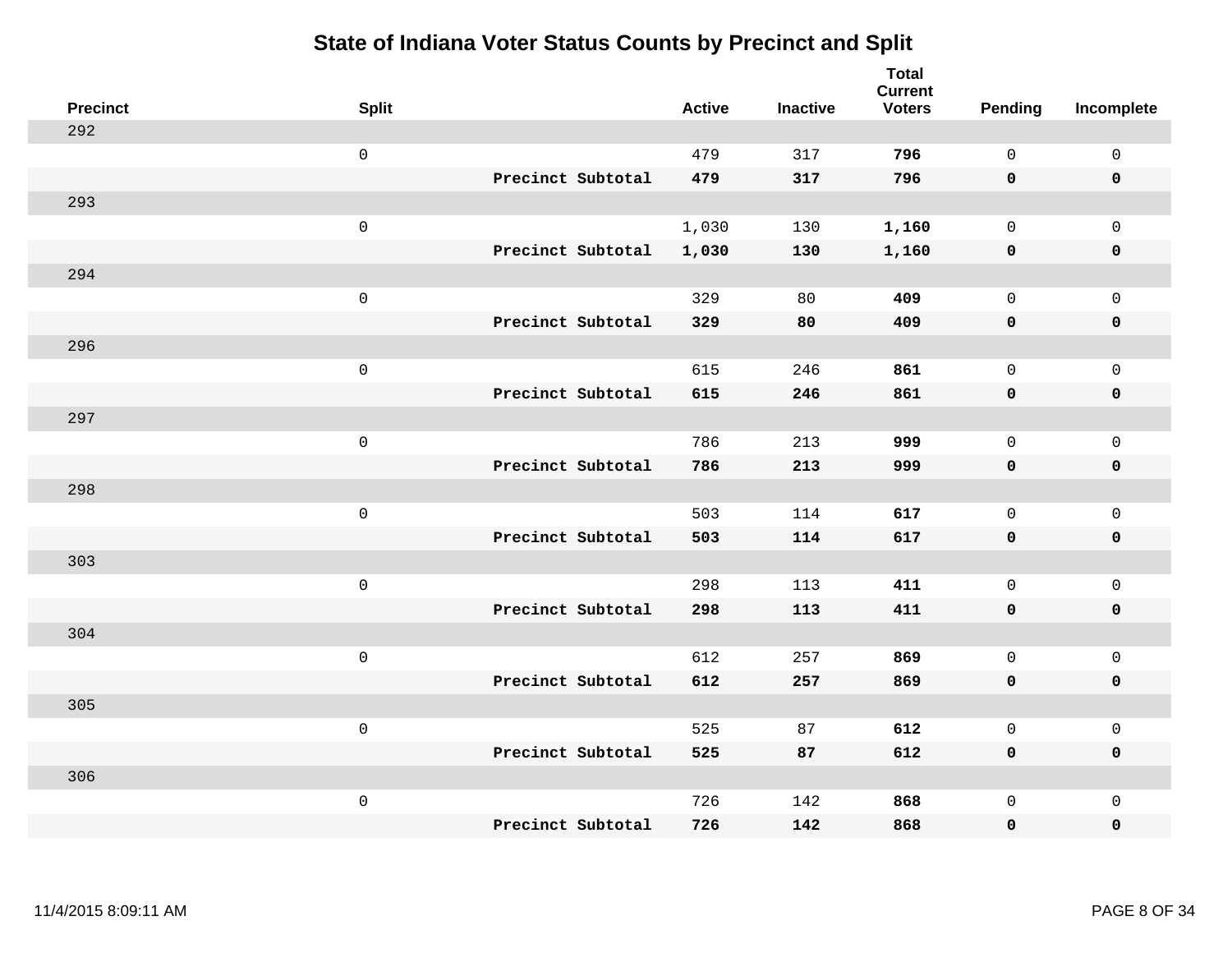# State of Indiana Voter Status Counts by Precinct and Split

| Precinct | Split | | Active | Inactive | Total Current Voters | Pending | Incomplete |
|---|---|---|---|---|---|---|---|
| 292 | | | | | | | |
| | 0 | | 479 | 317 | **796** | 0 | 0 |
| | | **Precinct Subtotal** | **479** | **317** | **796** | **0** | **0** |
| 293 | | | | | | | |
| | 0 | | 1,030 | 130 | **1,160** | 0 | 0 |
| | | **Precinct Subtotal** | **1,030** | **130** | **1,160** | **0** | **0** |
| 294 | | | | | | | |
| | 0 | | 329 | 80 | **409** | 0 | 0 |
| | | **Precinct Subtotal** | **329** | **80** | **409** | **0** | **0** |
| 296 | | | | | | | |
| | 0 | | 615 | 246 | **861** | 0 | 0 |
| | | **Precinct Subtotal** | **615** | **246** | **861** | **0** | **0** |
| 297 | | | | | | | |
| | 0 | | 786 | 213 | **999** | 0 | 0 |
| | | **Precinct Subtotal** | **786** | **213** | **999** | **0** | **0** |
| 298 | | | | | | | |
| | 0 | | 503 | 114 | **617** | 0 | 0 |
| | | **Precinct Subtotal** | **503** | **114** | **617** | **0** | **0** |
| 303 | | | | | | | |
| | 0 | | 298 | 113 | **411** | 0 | 0 |
| | | **Precinct Subtotal** | **298** | **113** | **411** | **0** | **0** |
| 304 | | | | | | | |
| | 0 | | 612 | 257 | **869** | 0 | 0 |
| | | **Precinct Subtotal** | **612** | **257** | **869** | **0** | **0** |
| 305 | | | | | | | |
| | 0 | | 525 | 87 | **612** | 0 | 0 |
| | | **Precinct Subtotal** | **525** | **87** | **612** | **0** | **0** |
| 306 | | | | | | | |
| | 0 | | 726 | 142 | **868** | 0 | 0 |
| | | **Precinct Subtotal** | **726** | **142** | **868** | **0** | **0** |

11/4/2015 8:09:11 AM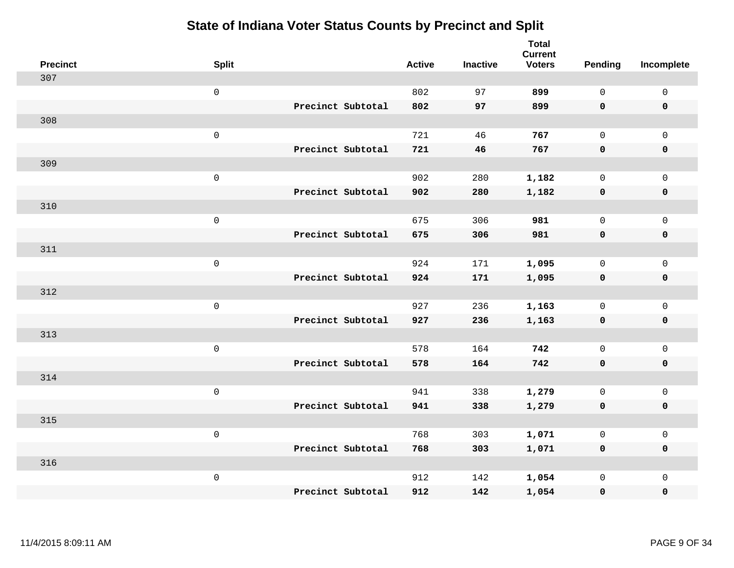# State of Indiana Voter Status Counts by Precinct and Split

| Precinct | Split | | Active | Inactive | Total Current Voters | Pending | Incomplete |
|---|---|---|---|---|---|---|---|
| 307 | | | | | | | |
| | 0 | | 802 | 97 | **899** | 0 | 0 |
| | | **Precinct Subtotal** | **802** | **97** | **899** | **0** | **0** |
| 308 | | | | | | | |
| | 0 | | 721 | 46 | **767** | 0 | 0 |
| | | **Precinct Subtotal** | **721** | **46** | **767** | **0** | **0** |
| 309 | | | | | | | |
| | 0 | | 902 | 280 | **1,182** | 0 | 0 |
| | | **Precinct Subtotal** | **902** | **280** | **1,182** | **0** | **0** |
| 310 | | | | | | | |
| | 0 | | 675 | 306 | **981** | 0 | 0 |
| | | **Precinct Subtotal** | **675** | **306** | **981** | **0** | **0** |
| 311 | | | | | | | |
| | 0 | | 924 | 171 | **1,095** | 0 | 0 |
| | | **Precinct Subtotal** | **924** | **171** | **1,095** | **0** | **0** |
| 312 | | | | | | | |
| | 0 | | 927 | 236 | **1,163** | 0 | 0 |
| | | **Precinct Subtotal** | **927** | **236** | **1,163** | **0** | **0** |
| 313 | | | | | | | |
| | 0 | | 578 | 164 | **742** | 0 | 0 |
| | | **Precinct Subtotal** | **578** | **164** | **742** | **0** | **0** |
| 314 | | | | | | | |
| | 0 | | 941 | 338 | **1,279** | 0 | 0 |
| | | **Precinct Subtotal** | **941** | **338** | **1,279** | **0** | **0** |
| 315 | | | | | | | |
| | 0 | | 768 | 303 | **1,071** | 0 | 0 |
| | | **Precinct Subtotal** | **768** | **303** | **1,071** | **0** | **0** |
| 316 | | | | | | | |
| | 0 | | 912 | 142 | **1,054** | 0 | 0 |
| | | **Precinct Subtotal** | **912** | **142** | **1,054** | **0** | **0** |

11/4/2015 8:09:11 AM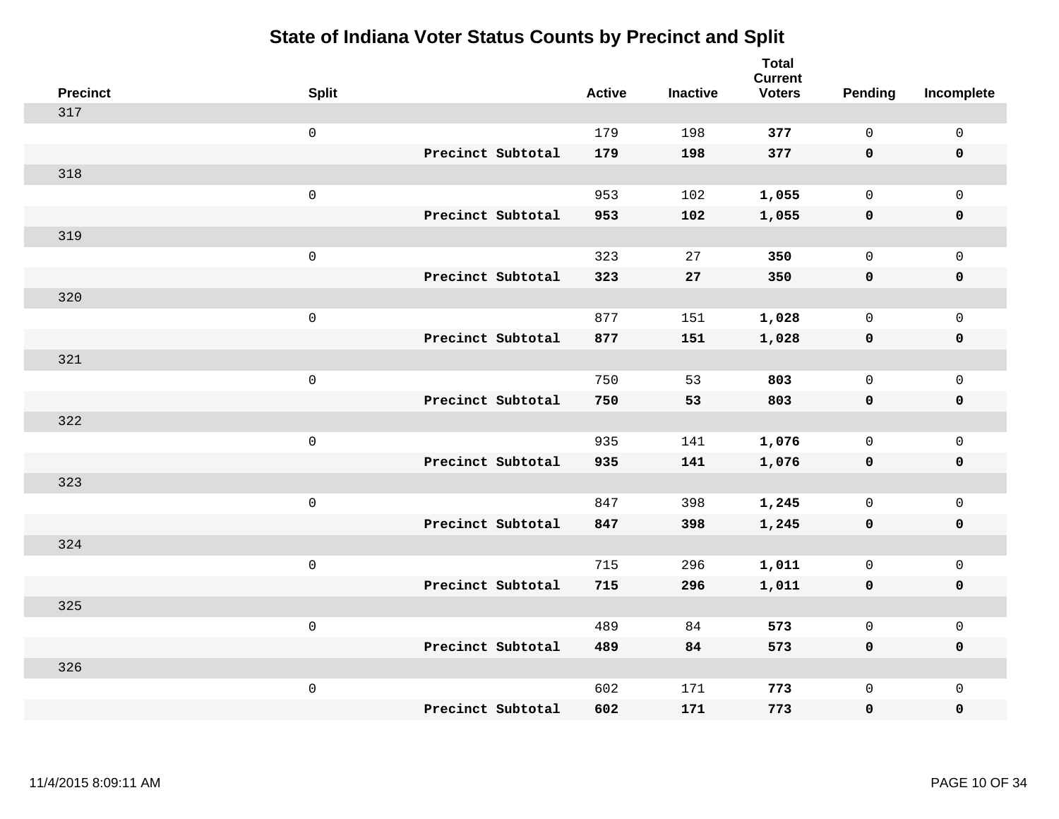# State of Indiana Voter Status Counts by Precinct and Split

| Precinct | Split | | Active | Inactive | Total Current Voters | Pending | Incomplete |
|---|---|---|---|---|---|---|---|
| 317 | | | | | | | |
| | 0 | | 179 | 198 | **377** | 0 | 0 |
| | | **Precinct Subtotal** | **179** | **198** | **377** | **0** | **0** |
| 318 | | | | | | | |
| | 0 | | 953 | 102 | **1,055** | 0 | 0 |
| | | **Precinct Subtotal** | **953** | **102** | **1,055** | **0** | **0** |
| 319 | | | | | | | |
| | 0 | | 323 | 27 | **350** | 0 | 0 |
| | | **Precinct Subtotal** | **323** | **27** | **350** | **0** | **0** |
| 320 | | | | | | | |
| | 0 | | 877 | 151 | **1,028** | 0 | 0 |
| | | **Precinct Subtotal** | **877** | **151** | **1,028** | **0** | **0** |
| 321 | | | | | | | |
| | 0 | | 750 | 53 | **803** | 0 | 0 |
| | | **Precinct Subtotal** | **750** | **53** | **803** | **0** | **0** |
| 322 | | | | | | | |
| | 0 | | 935 | 141 | **1,076** | 0 | 0 |
| | | **Precinct Subtotal** | **935** | **141** | **1,076** | **0** | **0** |
| 323 | | | | | | | |
| | 0 | | 847 | 398 | **1,245** | 0 | 0 |
| | | **Precinct Subtotal** | **847** | **398** | **1,245** | **0** | **0** |
| 324 | | | | | | | |
| | 0 | | 715 | 296 | **1,011** | 0 | 0 |
| | | **Precinct Subtotal** | **715** | **296** | **1,011** | **0** | **0** |
| 325 | | | | | | | |
| | 0 | | 489 | 84 | **573** | 0 | 0 |
| | | **Precinct Subtotal** | **489** | **84** | **573** | **0** | **0** |
| 326 | | | | | | | |
| | 0 | | 602 | 171 | **773** | 0 | 0 |
| | | **Precinct Subtotal** | **602** | **171** | **773** | **0** | **0** |

11/4/2015 8:09:11 AM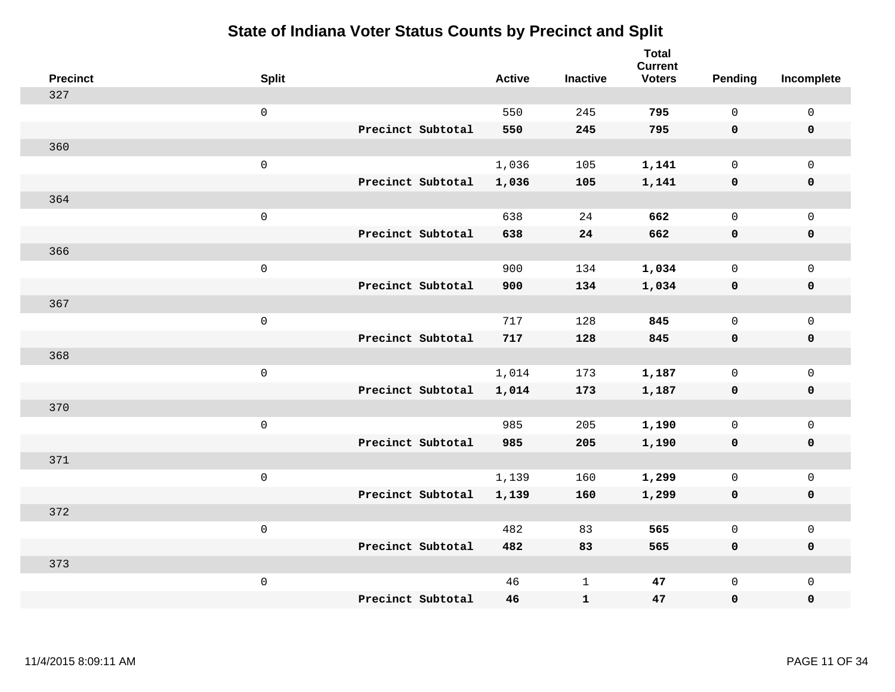# State of Indiana Voter Status Counts by Precinct and Split

| Precinct | Split | | Active | Inactive | Total Current Voters | Pending | Incomplete |
|---|---|---|---|---|---|---|---|
| 327 | | | | | | | |
| | 0 | | 550 | 245 | **795** | 0 | 0 |
| | | **Precinct Subtotal** | **550** | **245** | **795** | **0** | **0** |
| 360 | | | | | | | |
| | 0 | | 1,036 | 105 | **1,141** | 0 | 0 |
| | | **Precinct Subtotal** | **1,036** | **105** | **1,141** | **0** | **0** |
| 364 | | | | | | | |
| | 0 | | 638 | 24 | **662** | 0 | 0 |
| | | **Precinct Subtotal** | **638** | **24** | **662** | **0** | **0** |
| 366 | | | | | | | |
| | 0 | | 900 | 134 | **1,034** | 0 | 0 |
| | | **Precinct Subtotal** | **900** | **134** | **1,034** | **0** | **0** |
| 367 | | | | | | | |
| | 0 | | 717 | 128 | **845** | 0 | 0 |
| | | **Precinct Subtotal** | **717** | **128** | **845** | **0** | **0** |
| 368 | | | | | | | |
| | 0 | | 1,014 | 173 | **1,187** | 0 | 0 |
| | | **Precinct Subtotal** | **1,014** | **173** | **1,187** | **0** | **0** |
| 370 | | | | | | | |
| | 0 | | 985 | 205 | **1,190** | 0 | 0 |
| | | **Precinct Subtotal** | **985** | **205** | **1,190** | **0** | **0** |
| 371 | | | | | | | |
| | 0 | | 1,139 | 160 | **1,299** | 0 | 0 |
| | | **Precinct Subtotal** | **1,139** | **160** | **1,299** | **0** | **0** |
| 372 | | | | | | | |
| | 0 | | 482 | 83 | **565** | 0 | 0 |
| | | **Precinct Subtotal** | **482** | **83** | **565** | **0** | **0** |
| 373 | | | | | | | |
| | 0 | | 46 | 1 | **47** | 0 | 0 |
| | | **Precinct Subtotal** | **46** | **1** | **47** | **0** | **0** |

11/4/2015 8:09:11 AM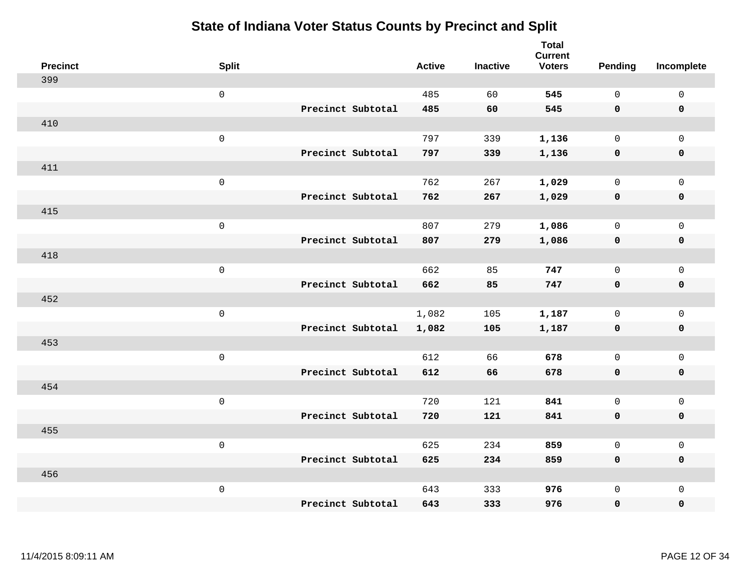# State of Indiana Voter Status Counts by Precinct and Split

| Precinct | Split | | Active | Inactive | Total Current Voters | Pending | Incomplete |
|---|---|---|---|---|---|---|---|
| 399 | | | | | | | |
| | 0 | | 485 | 60 | **545** | 0 | 0 |
| | | **Precinct Subtotal** | **485** | **60** | **545** | **0** | **0** |
| 410 | | | | | | | |
| | 0 | | 797 | 339 | **1,136** | 0 | 0 |
| | | **Precinct Subtotal** | **797** | **339** | **1,136** | **0** | **0** |
| 411 | | | | | | | |
| | 0 | | 762 | 267 | **1,029** | 0 | 0 |
| | | **Precinct Subtotal** | **762** | **267** | **1,029** | **0** | **0** |
| 415 | | | | | | | |
| | 0 | | 807 | 279 | **1,086** | 0 | 0 |
| | | **Precinct Subtotal** | **807** | **279** | **1,086** | **0** | **0** |
| 418 | | | | | | | |
| | 0 | | 662 | 85 | **747** | 0 | 0 |
| | | **Precinct Subtotal** | **662** | **85** | **747** | **0** | **0** |
| 452 | | | | | | | |
| | 0 | | 1,082 | 105 | **1,187** | 0 | 0 |
| | | **Precinct Subtotal** | **1,082** | **105** | **1,187** | **0** | **0** |
| 453 | | | | | | | |
| | 0 | | 612 | 66 | **678** | 0 | 0 |
| | | **Precinct Subtotal** | **612** | **66** | **678** | **0** | **0** |
| 454 | | | | | | | |
| | 0 | | 720 | 121 | **841** | 0 | 0 |
| | | **Precinct Subtotal** | **720** | **121** | **841** | **0** | **0** |
| 455 | | | | | | | |
| | 0 | | 625 | 234 | **859** | 0 | 0 |
| | | **Precinct Subtotal** | **625** | **234** | **859** | **0** | **0** |
| 456 | | | | | | | |
| | 0 | | 643 | 333 | **976** | 0 | 0 |
| | | **Precinct Subtotal** | **643** | **333** | **976** | **0** | **0** |

11/4/2015 8:09:11 AM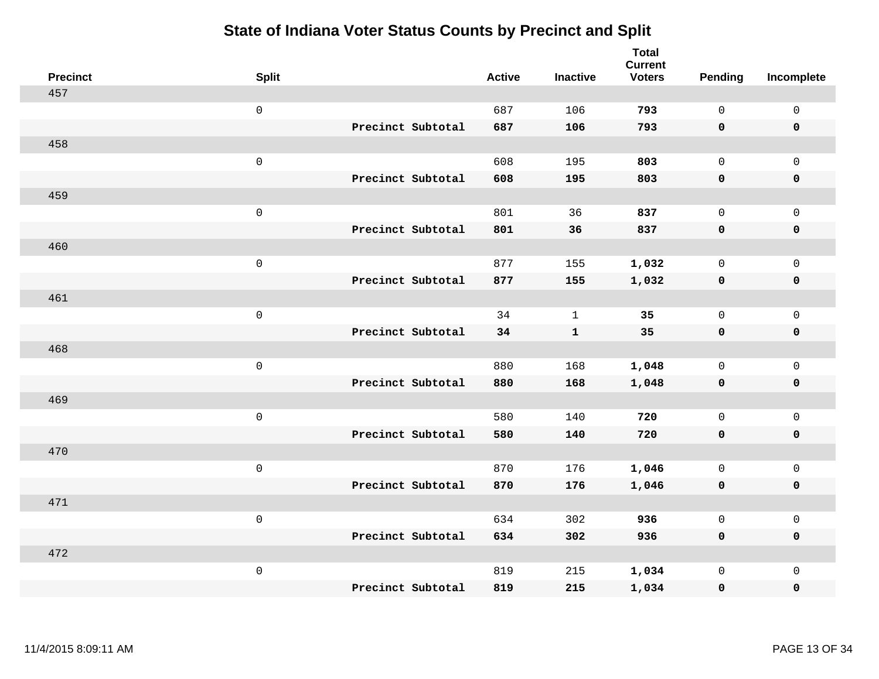# State of Indiana Voter Status Counts by Precinct and Split

| Precinct | Split | | Active | Inactive | Total Current Voters | Pending | Incomplete |
|---|---|---|---|---|---|---|---|
| 457 | | | | | | | |
| | 0 | | 687 | 106 | **793** | 0 | 0 |
| | | **Precinct Subtotal** | **687** | **106** | **793** | **0** | **0** |
| 458 | | | | | | | |
| | 0 | | 608 | 195 | **803** | 0 | 0 |
| | | **Precinct Subtotal** | **608** | **195** | **803** | **0** | **0** |
| 459 | | | | | | | |
| | 0 | | 801 | 36 | **837** | 0 | 0 |
| | | **Precinct Subtotal** | **801** | **36** | **837** | **0** | **0** |
| 460 | | | | | | | |
| | 0 | | 877 | 155 | **1,032** | 0 | 0 |
| | | **Precinct Subtotal** | **877** | **155** | **1,032** | **0** | **0** |
| 461 | | | | | | | |
| | 0 | | 34 | 1 | **35** | 0 | 0 |
| | | **Precinct Subtotal** | **34** | **1** | **35** | **0** | **0** |
| 468 | | | | | | | |
| | 0 | | 880 | 168 | **1,048** | 0 | 0 |
| | | **Precinct Subtotal** | **880** | **168** | **1,048** | **0** | **0** |
| 469 | | | | | | | |
| | 0 | | 580 | 140 | **720** | 0 | 0 |
| | | **Precinct Subtotal** | **580** | **140** | **720** | **0** | **0** |
| 470 | | | | | | | |
| | 0 | | 870 | 176 | **1,046** | 0 | 0 |
| | | **Precinct Subtotal** | **870** | **176** | **1,046** | **0** | **0** |
| 471 | | | | | | | |
| | 0 | | 634 | 302 | **936** | 0 | 0 |
| | | **Precinct Subtotal** | **634** | **302** | **936** | **0** | **0** |
| 472 | | | | | | | |
| | 0 | | 819 | 215 | **1,034** | 0 | 0 |
| | | **Precinct Subtotal** | **819** | **215** | **1,034** | **0** | **0** |

11/4/2015 8:09:11 AM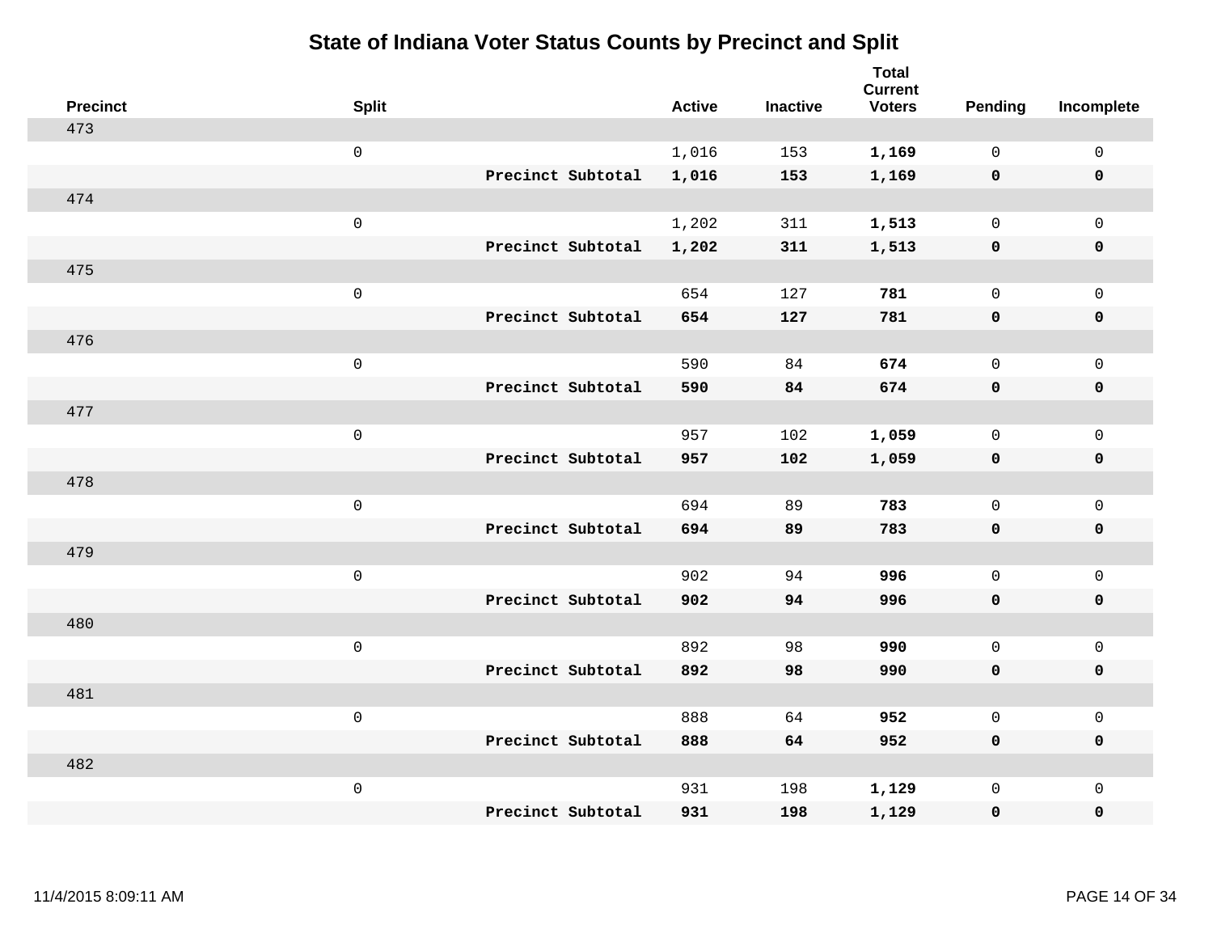# State of Indiana Voter Status Counts by Precinct and Split

| Precinct | Split | | Active | Inactive | Total Current Voters | Pending | Incomplete |
|---|---|---|---|---|---|---|---|
| 473 | | | | | | | |
| | 0 | | 1,016 | 153 | **1,169** | 0 | 0 |
| | | **Precinct Subtotal** | **1,016** | **153** | **1,169** | **0** | **0** |
| 474 | | | | | | | |
| | 0 | | 1,202 | 311 | **1,513** | 0 | 0 |
| | | **Precinct Subtotal** | **1,202** | **311** | **1,513** | **0** | **0** |
| 475 | | | | | | | |
| | 0 | | 654 | 127 | **781** | 0 | 0 |
| | | **Precinct Subtotal** | **654** | **127** | **781** | **0** | **0** |
| 476 | | | | | | | |
| | 0 | | 590 | 84 | **674** | 0 | 0 |
| | | **Precinct Subtotal** | **590** | **84** | **674** | **0** | **0** |
| 477 | | | | | | | |
| | 0 | | 957 | 102 | **1,059** | 0 | 0 |
| | | **Precinct Subtotal** | **957** | **102** | **1,059** | **0** | **0** |
| 478 | | | | | | | |
| | 0 | | 694 | 89 | **783** | 0 | 0 |
| | | **Precinct Subtotal** | **694** | **89** | **783** | **0** | **0** |
| 479 | | | | | | | |
| | 0 | | 902 | 94 | **996** | 0 | 0 |
| | | **Precinct Subtotal** | **902** | **94** | **996** | **0** | **0** |
| 480 | | | | | | | |
| | 0 | | 892 | 98 | **990** | 0 | 0 |
| | | **Precinct Subtotal** | **892** | **98** | **990** | **0** | **0** |
| 481 | | | | | | | |
| | 0 | | 888 | 64 | **952** | 0 | 0 |
| | | **Precinct Subtotal** | **888** | **64** | **952** | **0** | **0** |
| 482 | | | | | | | |
| | 0 | | 931 | 198 | **1,129** | 0 | 0 |
| | | **Precinct Subtotal** | **931** | **198** | **1,129** | **0** | **0** |

11/4/2015 8:09:11 AM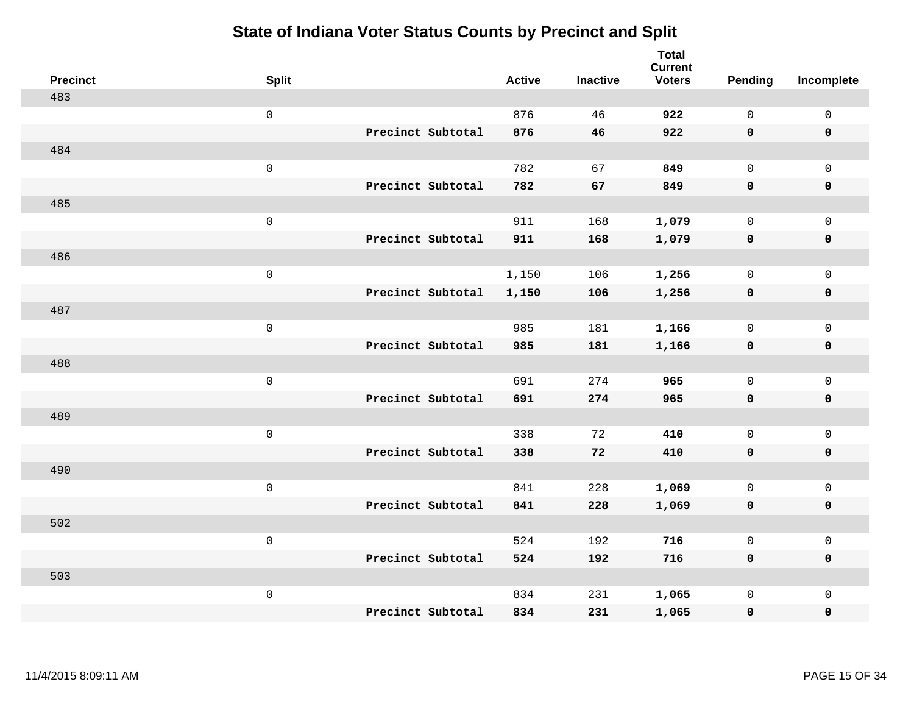# State of Indiana Voter Status Counts by Precinct and Split

| Precinct | Split | | Active | Inactive | Total Current Voters | Pending | Incomplete |
|---|---|---|---|---|---|---|---|
| 483 | | | | | | | |
| | 0 | | 876 | 46 | **922** | 0 | 0 |
| | | **Precinct Subtotal** | **876** | **46** | **922** | **0** | **0** |
| 484 | | | | | | | |
| | 0 | | 782 | 67 | **849** | 0 | 0 |
| | | **Precinct Subtotal** | **782** | **67** | **849** | **0** | **0** |
| 485 | | | | | | | |
| | 0 | | 911 | 168 | **1,079** | 0 | 0 |
| | | **Precinct Subtotal** | **911** | **168** | **1,079** | **0** | **0** |
| 486 | | | | | | | |
| | 0 | | 1,150 | 106 | **1,256** | 0 | 0 |
| | | **Precinct Subtotal** | **1,150** | **106** | **1,256** | **0** | **0** |
| 487 | | | | | | | |
| | 0 | | 985 | 181 | **1,166** | 0 | 0 |
| | | **Precinct Subtotal** | **985** | **181** | **1,166** | **0** | **0** |
| 488 | | | | | | | |
| | 0 | | 691 | 274 | **965** | 0 | 0 |
| | | **Precinct Subtotal** | **691** | **274** | **965** | **0** | **0** |
| 489 | | | | | | | |
| | 0 | | 338 | 72 | **410** | 0 | 0 |
| | | **Precinct Subtotal** | **338** | **72** | **410** | **0** | **0** |
| 490 | | | | | | | |
| | 0 | | 841 | 228 | **1,069** | 0 | 0 |
| | | **Precinct Subtotal** | **841** | **228** | **1,069** | **0** | **0** |
| 502 | | | | | | | |
| | 0 | | 524 | 192 | **716** | 0 | 0 |
| | | **Precinct Subtotal** | **524** | **192** | **716** | **0** | **0** |
| 503 | | | | | | | |
| | 0 | | 834 | 231 | **1,065** | 0 | 0 |
| | | **Precinct Subtotal** | **834** | **231** | **1,065** | **0** | **0** |

11/4/2015 8:09:11 AM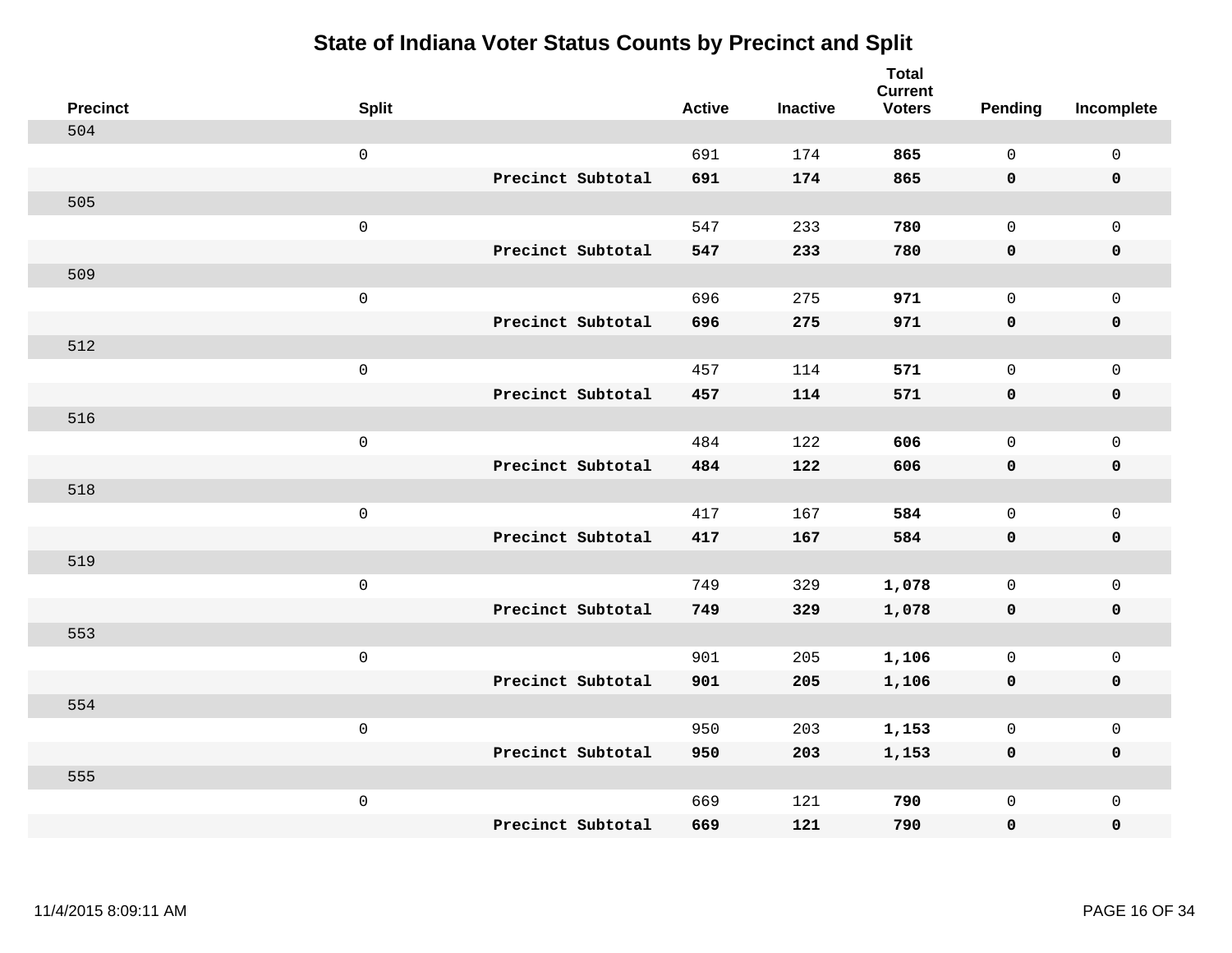# State of Indiana Voter Status Counts by Precinct and Split

| Precinct | Split | | Active | Inactive | Total Current Voters | Pending | Incomplete |
|---|---|---|---|---|---|---|---|
| 504 | | | | | | | |
| | 0 | | 691 | 174 | **865** | 0 | 0 |
| | | **Precinct Subtotal** | **691** | **174** | **865** | **0** | **0** |
| 505 | | | | | | | |
| | 0 | | 547 | 233 | **780** | 0 | 0 |
| | | **Precinct Subtotal** | **547** | **233** | **780** | **0** | **0** |
| 509 | | | | | | | |
| | 0 | | 696 | 275 | **971** | 0 | 0 |
| | | **Precinct Subtotal** | **696** | **275** | **971** | **0** | **0** |
| 512 | | | | | | | |
| | 0 | | 457 | 114 | **571** | 0 | 0 |
| | | **Precinct Subtotal** | **457** | **114** | **571** | **0** | **0** |
| 516 | | | | | | | |
| | 0 | | 484 | 122 | **606** | 0 | 0 |
| | | **Precinct Subtotal** | **484** | **122** | **606** | **0** | **0** |
| 518 | | | | | | | |
| | 0 | | 417 | 167 | **584** | 0 | 0 |
| | | **Precinct Subtotal** | **417** | **167** | **584** | **0** | **0** |
| 519 | | | | | | | |
| | 0 | | 749 | 329 | **1,078** | 0 | 0 |
| | | **Precinct Subtotal** | **749** | **329** | **1,078** | **0** | **0** |
| 553 | | | | | | | |
| | 0 | | 901 | 205 | **1,106** | 0 | 0 |
| | | **Precinct Subtotal** | **901** | **205** | **1,106** | **0** | **0** |
| 554 | | | | | | | |
| | 0 | | 950 | 203 | **1,153** | 0 | 0 |
| | | **Precinct Subtotal** | **950** | **203** | **1,153** | **0** | **0** |
| 555 | | | | | | | |
| | 0 | | 669 | 121 | **790** | 0 | 0 |
| | | **Precinct Subtotal** | **669** | **121** | **790** | **0** | **0** |

11/4/2015 8:09:11 AM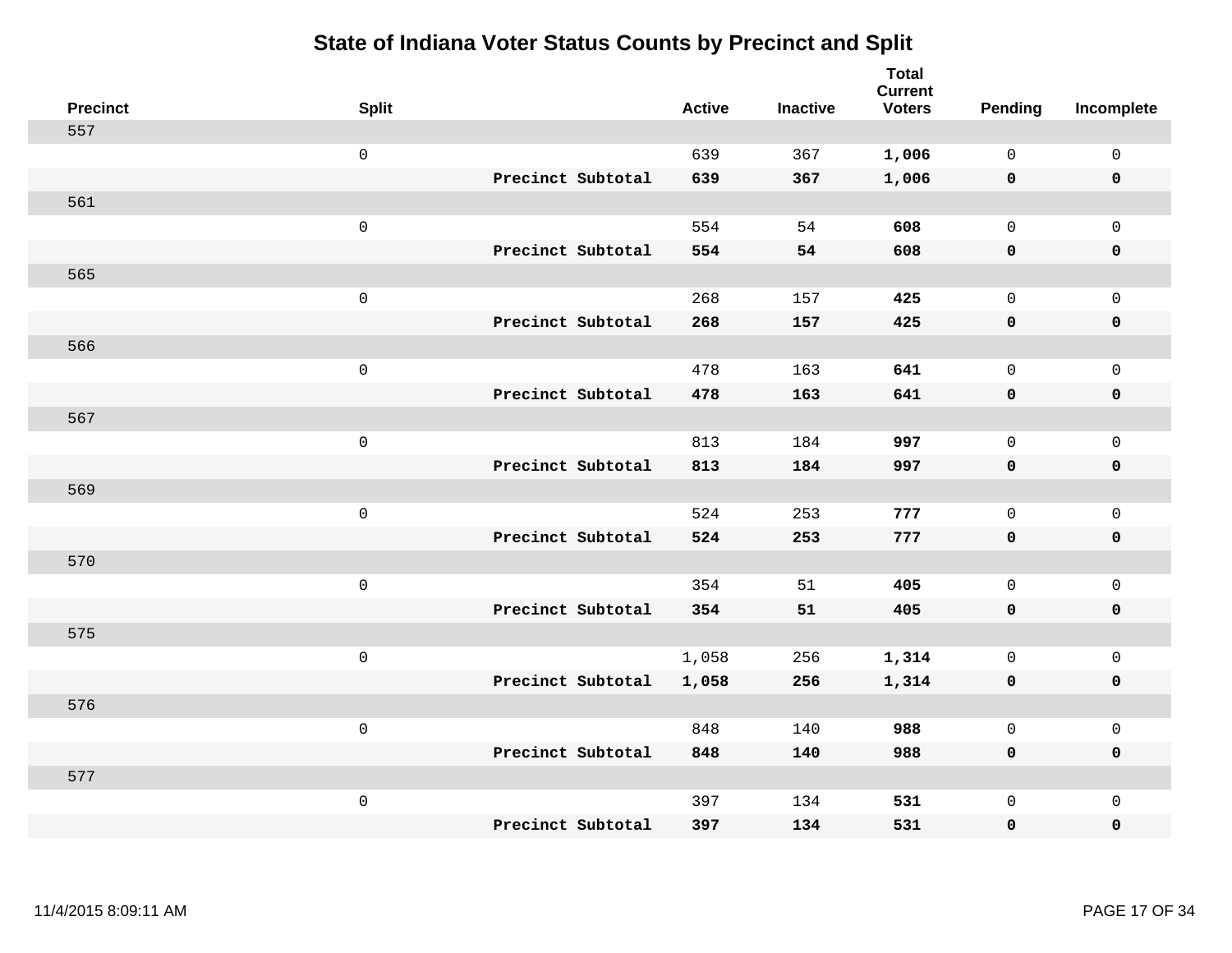# State of Indiana Voter Status Counts by Precinct and Split

| Precinct | Split | | Active | Inactive | Total Current Voters | Pending | Incomplete |
|---|---|---|---|---|---|---|---|
| 557 | | | | | | | |
| | 0 | | 639 | 367 | **1,006** | 0 | 0 |
| | | **Precinct Subtotal** | **639** | **367** | **1,006** | **0** | **0** |
| 561 | | | | | | | |
| | 0 | | 554 | 54 | **608** | 0 | 0 |
| | | **Precinct Subtotal** | **554** | **54** | **608** | **0** | **0** |
| 565 | | | | | | | |
| | 0 | | 268 | 157 | **425** | 0 | 0 |
| | | **Precinct Subtotal** | **268** | **157** | **425** | **0** | **0** |
| 566 | | | | | | | |
| | 0 | | 478 | 163 | **641** | 0 | 0 |
| | | **Precinct Subtotal** | **478** | **163** | **641** | **0** | **0** |
| 567 | | | | | | | |
| | 0 | | 813 | 184 | **997** | 0 | 0 |
| | | **Precinct Subtotal** | **813** | **184** | **997** | **0** | **0** |
| 569 | | | | | | | |
| | 0 | | 524 | 253 | **777** | 0 | 0 |
| | | **Precinct Subtotal** | **524** | **253** | **777** | **0** | **0** |
| 570 | | | | | | | |
| | 0 | | 354 | 51 | **405** | 0 | 0 |
| | | **Precinct Subtotal** | **354** | **51** | **405** | **0** | **0** |
| 575 | | | | | | | |
| | 0 | | 1,058 | 256 | **1,314** | 0 | 0 |
| | | **Precinct Subtotal** | **1,058** | **256** | **1,314** | **0** | **0** |
| 576 | | | | | | | |
| | 0 | | 848 | 140 | **988** | 0 | 0 |
| | | **Precinct Subtotal** | **848** | **140** | **988** | **0** | **0** |
| 577 | | | | | | | |
| | 0 | | 397 | 134 | **531** | 0 | 0 |
| | | **Precinct Subtotal** | **397** | **134** | **531** | **0** | **0** |

11/4/2015 8:09:11 AM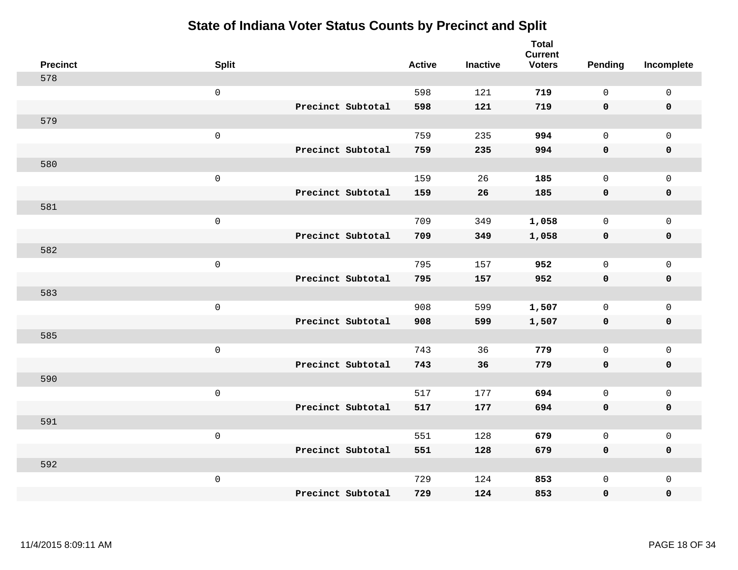# State of Indiana Voter Status Counts by Precinct and Split

| Precinct | Split | | Active | Inactive | Total Current Voters | Pending | Incomplete |
|---|---|---|---|---|---|---|---|
| 578 | | | | | | | |
| | 0 | | 598 | 121 | **719** | 0 | 0 |
| | | **Precinct Subtotal** | **598** | **121** | **719** | **0** | **0** |
| 579 | | | | | | | |
| | 0 | | 759 | 235 | **994** | 0 | 0 |
| | | **Precinct Subtotal** | **759** | **235** | **994** | **0** | **0** |
| 580 | | | | | | | |
| | 0 | | 159 | 26 | **185** | 0 | 0 |
| | | **Precinct Subtotal** | **159** | **26** | **185** | **0** | **0** |
| 581 | | | | | | | |
| | 0 | | 709 | 349 | **1,058** | 0 | 0 |
| | | **Precinct Subtotal** | **709** | **349** | **1,058** | **0** | **0** |
| 582 | | | | | | | |
| | 0 | | 795 | 157 | **952** | 0 | 0 |
| | | **Precinct Subtotal** | **795** | **157** | **952** | **0** | **0** |
| 583 | | | | | | | |
| | 0 | | 908 | 599 | **1,507** | 0 | 0 |
| | | **Precinct Subtotal** | **908** | **599** | **1,507** | **0** | **0** |
| 585 | | | | | | | |
| | 0 | | 743 | 36 | **779** | 0 | 0 |
| | | **Precinct Subtotal** | **743** | **36** | **779** | **0** | **0** |
| 590 | | | | | | | |
| | 0 | | 517 | 177 | **694** | 0 | 0 |
| | | **Precinct Subtotal** | **517** | **177** | **694** | **0** | **0** |
| 591 | | | | | | | |
| | 0 | | 551 | 128 | **679** | 0 | 0 |
| | | **Precinct Subtotal** | **551** | **128** | **679** | **0** | **0** |
| 592 | | | | | | | |
| | 0 | | 729 | 124 | **853** | 0 | 0 |
| | | **Precinct Subtotal** | **729** | **124** | **853** | **0** | **0** |

11/4/2015 8:09:11 AM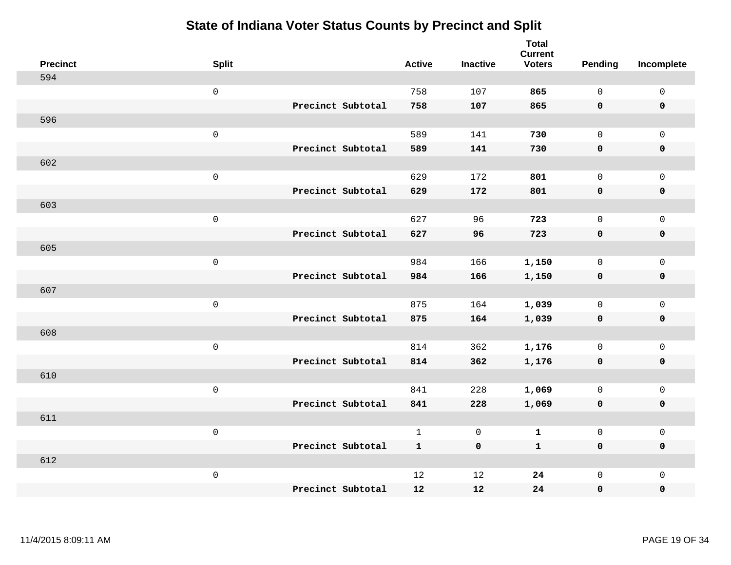# State of Indiana Voter Status Counts by Precinct and Split

| Precinct | Split | | Active | Inactive | Total Current Voters | Pending | Incomplete |
|---|---|---|---|---|---|---|---|
| 594 | | | | | | | |
| | 0 | | 758 | 107 | **865** | 0 | 0 |
| | | **Precinct Subtotal** | **758** | **107** | **865** | **0** | **0** |
| 596 | | | | | | | |
| | 0 | | 589 | 141 | **730** | 0 | 0 |
| | | **Precinct Subtotal** | **589** | **141** | **730** | **0** | **0** |
| 602 | | | | | | | |
| | 0 | | 629 | 172 | **801** | 0 | 0 |
| | | **Precinct Subtotal** | **629** | **172** | **801** | **0** | **0** |
| 603 | | | | | | | |
| | 0 | | 627 | 96 | **723** | 0 | 0 |
| | | **Precinct Subtotal** | **627** | **96** | **723** | **0** | **0** |
| 605 | | | | | | | |
| | 0 | | 984 | 166 | **1,150** | 0 | 0 |
| | | **Precinct Subtotal** | **984** | **166** | **1,150** | **0** | **0** |
| 607 | | | | | | | |
| | 0 | | 875 | 164 | **1,039** | 0 | 0 |
| | | **Precinct Subtotal** | **875** | **164** | **1,039** | **0** | **0** |
| 608 | | | | | | | |
| | 0 | | 814 | 362 | **1,176** | 0 | 0 |
| | | **Precinct Subtotal** | **814** | **362** | **1,176** | **0** | **0** |
| 610 | | | | | | | |
| | 0 | | 841 | 228 | **1,069** | 0 | 0 |
| | | **Precinct Subtotal** | **841** | **228** | **1,069** | **0** | **0** |
| 611 | | | | | | | |
| | 0 | | 1 | 0 | **1** | 0 | 0 |
| | | **Precinct Subtotal** | **1** | **0** | **1** | **0** | **0** |
| 612 | | | | | | | |
| | 0 | | 12 | 12 | **24** | 0 | 0 |
| | | **Precinct Subtotal** | **12** | **12** | **24** | **0** | **0** |

11/4/2015 8:09:11 AM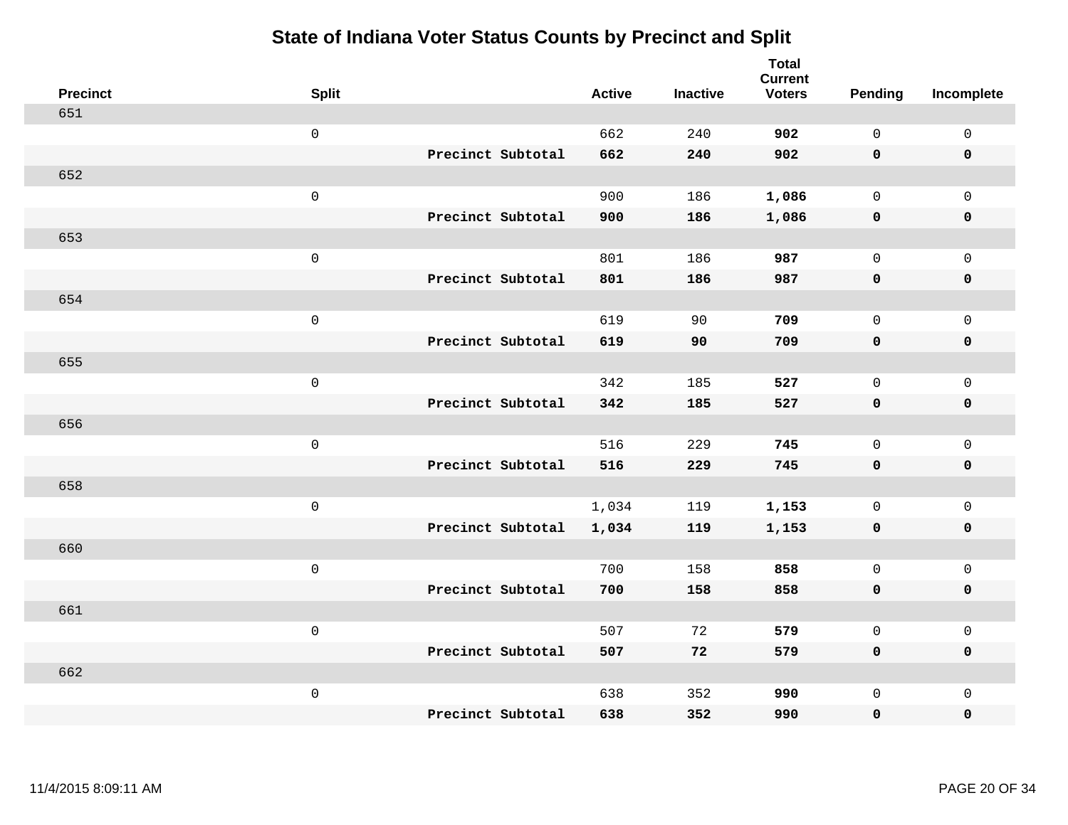# State of Indiana Voter Status Counts by Precinct and Split

| Precinct | Split | | Active | Inactive | Total Current Voters | Pending | Incomplete |
|---|---|---|---|---|---|---|---|
| 651 | | | | | | | |
| | 0 | | 662 | 240 | **902** | 0 | 0 |
| | | **Precinct Subtotal** | **662** | **240** | **902** | **0** | **0** |
| 652 | | | | | | | |
| | 0 | | 900 | 186 | **1,086** | 0 | 0 |
| | | **Precinct Subtotal** | **900** | **186** | **1,086** | **0** | **0** |
| 653 | | | | | | | |
| | 0 | | 801 | 186 | **987** | 0 | 0 |
| | | **Precinct Subtotal** | **801** | **186** | **987** | **0** | **0** |
| 654 | | | | | | | |
| | 0 | | 619 | 90 | **709** | 0 | 0 |
| | | **Precinct Subtotal** | **619** | **90** | **709** | **0** | **0** |
| 655 | | | | | | | |
| | 0 | | 342 | 185 | **527** | 0 | 0 |
| | | **Precinct Subtotal** | **342** | **185** | **527** | **0** | **0** |
| 656 | | | | | | | |
| | 0 | | 516 | 229 | **745** | 0 | 0 |
| | | **Precinct Subtotal** | **516** | **229** | **745** | **0** | **0** |
| 658 | | | | | | | |
| | 0 | | 1,034 | 119 | **1,153** | 0 | 0 |
| | | **Precinct Subtotal** | **1,034** | **119** | **1,153** | **0** | **0** |
| 660 | | | | | | | |
| | 0 | | 700 | 158 | **858** | 0 | 0 |
| | | **Precinct Subtotal** | **700** | **158** | **858** | **0** | **0** |
| 661 | | | | | | | |
| | 0 | | 507 | 72 | **579** | 0 | 0 |
| | | **Precinct Subtotal** | **507** | **72** | **579** | **0** | **0** |
| 662 | | | | | | | |
| | 0 | | 638 | 352 | **990** | 0 | 0 |
| | | **Precinct Subtotal** | **638** | **352** | **990** | **0** | **0** |

11/4/2015 8:09:11 AM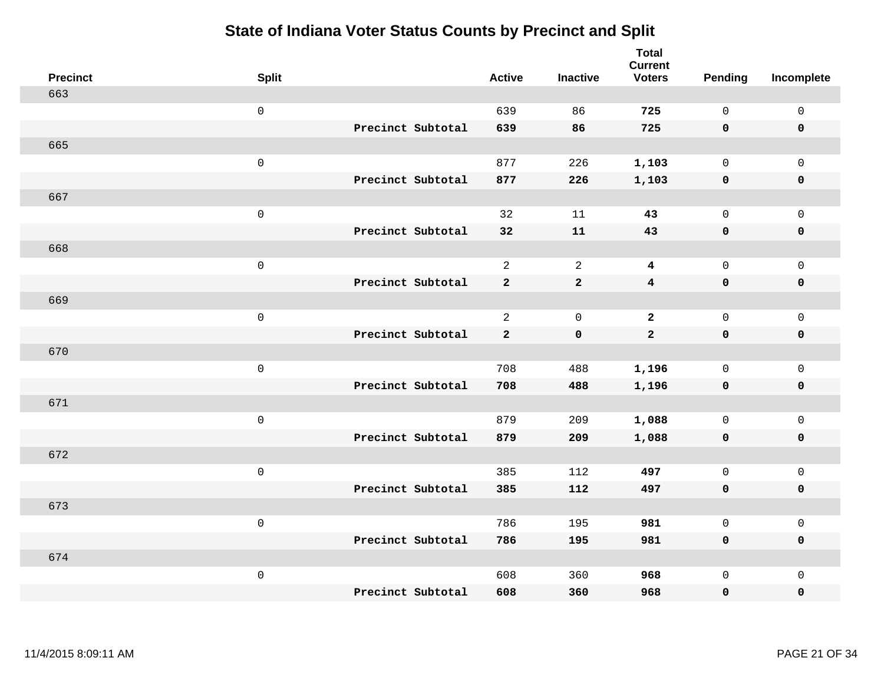# State of Indiana Voter Status Counts by Precinct and Split

| Precinct | Split | | Active | Inactive | Total Current Voters | Pending | Incomplete |
|---|---|---|---|---|---|---|---|
| 663 | | | | | | | |
| | 0 | | 639 | 86 | **725** | 0 | 0 |
| | | **Precinct Subtotal** | **639** | **86** | **725** | **0** | **0** |
| 665 | | | | | | | |
| | 0 | | 877 | 226 | **1,103** | 0 | 0 |
| | | **Precinct Subtotal** | **877** | **226** | **1,103** | **0** | **0** |
| 667 | | | | | | | |
| | 0 | | 32 | 11 | **43** | 0 | 0 |
| | | **Precinct Subtotal** | **32** | **11** | **43** | **0** | **0** |
| 668 | | | | | | | |
| | 0 | | 2 | 2 | **4** | 0 | 0 |
| | | **Precinct Subtotal** | **2** | **2** | **4** | **0** | **0** |
| 669 | | | | | | | |
| | 0 | | 2 | 0 | **2** | 0 | 0 |
| | | **Precinct Subtotal** | **2** | **0** | **2** | **0** | **0** |
| 670 | | | | | | | |
| | 0 | | 708 | 488 | **1,196** | 0 | 0 |
| | | **Precinct Subtotal** | **708** | **488** | **1,196** | **0** | **0** |
| 671 | | | | | | | |
| | 0 | | 879 | 209 | **1,088** | 0 | 0 |
| | | **Precinct Subtotal** | **879** | **209** | **1,088** | **0** | **0** |
| 672 | | | | | | | |
| | 0 | | 385 | 112 | **497** | 0 | 0 |
| | | **Precinct Subtotal** | **385** | **112** | **497** | **0** | **0** |
| 673 | | | | | | | |
| | 0 | | 786 | 195 | **981** | 0 | 0 |
| | | **Precinct Subtotal** | **786** | **195** | **981** | **0** | **0** |
| 674 | | | | | | | |
| | 0 | | 608 | 360 | **968** | 0 | 0 |
| | | **Precinct Subtotal** | **608** | **360** | **968** | **0** | **0** |

11/4/2015 8:09:11 AM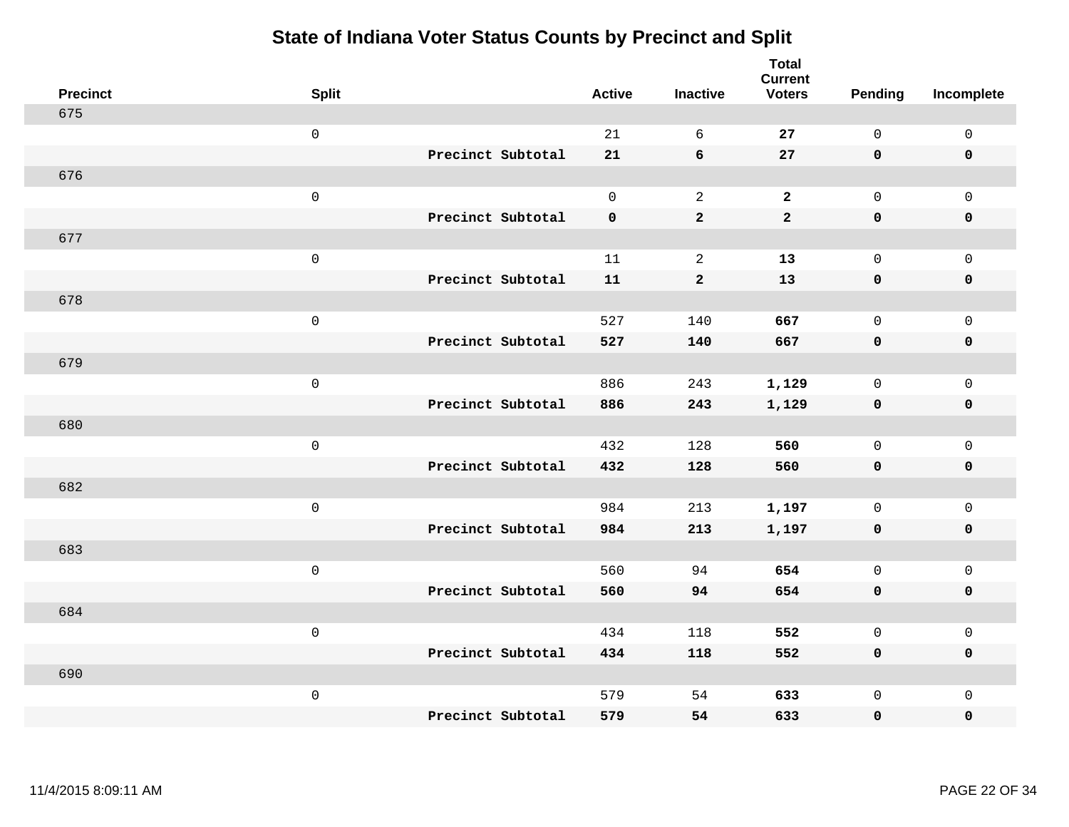# State of Indiana Voter Status Counts by Precinct and Split

| Precinct | Split | | Active | Inactive | Total Current Voters | Pending | Incomplete |
|---|---|---|---|---|---|---|---|
| 675 | | | | | | | |
| | 0 | | 21 | 6 | **27** | 0 | 0 |
| | | **Precinct Subtotal** | **21** | **6** | **27** | **0** | **0** |
| 676 | | | | | | | |
| | 0 | | 0 | 2 | **2** | 0 | 0 |
| | | **Precinct Subtotal** | **0** | **2** | **2** | **0** | **0** |
| 677 | | | | | | | |
| | 0 | | 11 | 2 | **13** | 0 | 0 |
| | | **Precinct Subtotal** | **11** | **2** | **13** | **0** | **0** |
| 678 | | | | | | | |
| | 0 | | 527 | 140 | **667** | 0 | 0 |
| | | **Precinct Subtotal** | **527** | **140** | **667** | **0** | **0** |
| 679 | | | | | | | |
| | 0 | | 886 | 243 | **1,129** | 0 | 0 |
| | | **Precinct Subtotal** | **886** | **243** | **1,129** | **0** | **0** |
| 680 | | | | | | | |
| | 0 | | 432 | 128 | **560** | 0 | 0 |
| | | **Precinct Subtotal** | **432** | **128** | **560** | **0** | **0** |
| 682 | | | | | | | |
| | 0 | | 984 | 213 | **1,197** | 0 | 0 |
| | | **Precinct Subtotal** | **984** | **213** | **1,197** | **0** | **0** |
| 683 | | | | | | | |
| | 0 | | 560 | 94 | **654** | 0 | 0 |
| | | **Precinct Subtotal** | **560** | **94** | **654** | **0** | **0** |
| 684 | | | | | | | |
| | 0 | | 434 | 118 | **552** | 0 | 0 |
| | | **Precinct Subtotal** | **434** | **118** | **552** | **0** | **0** |
| 690 | | | | | | | |
| | 0 | | 579 | 54 | **633** | 0 | 0 |
| | | **Precinct Subtotal** | **579** | **54** | **633** | **0** | **0** |

11/4/2015 8:09:11 AM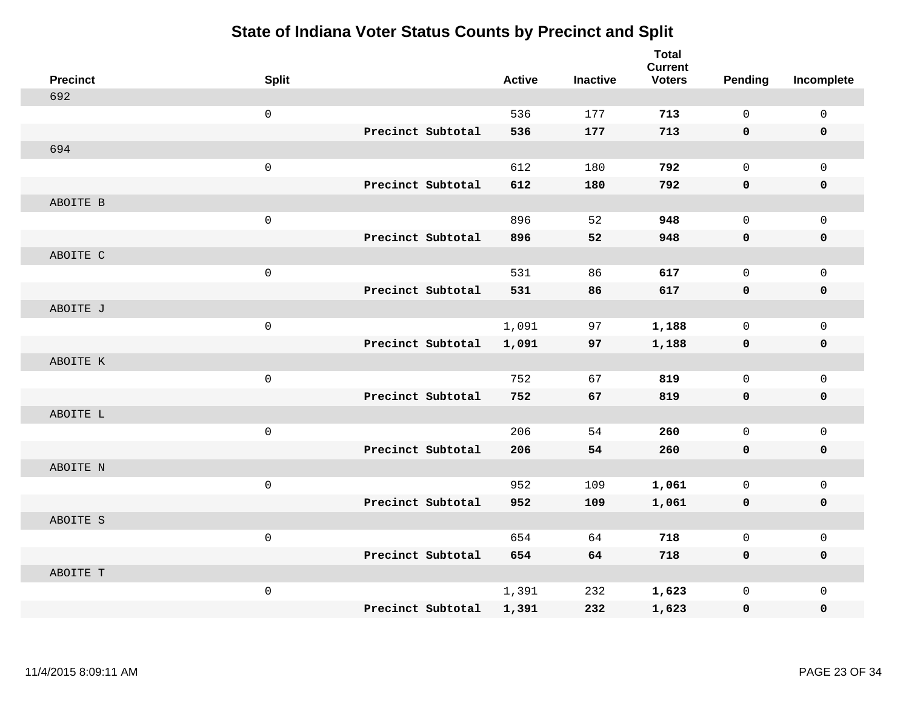# State of Indiana Voter Status Counts by Precinct and Split

| Precinct | Split | | Active | Inactive | Total Current Voters | Pending | Incomplete |
|---|---|---|---|---|---|---|---|
| 692 | | | | | | | |
| | 0 | | 536 | 177 | **713** | 0 | 0 |
| | | **Precinct Subtotal** | **536** | **177** | **713** | **0** | **0** |
| 694 | | | | | | | |
| | 0 | | 612 | 180 | **792** | 0 | 0 |
| | | **Precinct Subtotal** | **612** | **180** | **792** | **0** | **0** |
| ABOITE B | | | | | | | |
| | 0 | | 896 | 52 | **948** | 0 | 0 |
| | | **Precinct Subtotal** | **896** | **52** | **948** | **0** | **0** |
| ABOITE C | | | | | | | |
| | 0 | | 531 | 86 | **617** | 0 | 0 |
| | | **Precinct Subtotal** | **531** | **86** | **617** | **0** | **0** |
| ABOITE J | | | | | | | |
| | 0 | | 1,091 | 97 | **1,188** | 0 | 0 |
| | | **Precinct Subtotal** | **1,091** | **97** | **1,188** | **0** | **0** |
| ABOITE K | | | | | | | |
| | 0 | | 752 | 67 | **819** | 0 | 0 |
| | | **Precinct Subtotal** | **752** | **67** | **819** | **0** | **0** |
| ABOITE L | | | | | | | |
| | 0 | | 206 | 54 | **260** | 0 | 0 |
| | | **Precinct Subtotal** | **206** | **54** | **260** | **0** | **0** |
| ABOITE N | | | | | | | |
| | 0 | | 952 | 109 | **1,061** | 0 | 0 |
| | | **Precinct Subtotal** | **952** | **109** | **1,061** | **0** | **0** |
| ABOITE S | | | | | | | |
| | 0 | | 654 | 64 | **718** | 0 | 0 |
| | | **Precinct Subtotal** | **654** | **64** | **718** | **0** | **0** |
| ABOITE T | | | | | | | |
| | 0 | | 1,391 | 232 | **1,623** | 0 | 0 |
| | | **Precinct Subtotal** | **1,391** | **232** | **1,623** | **0** | **0** |

11/4/2015 8:09:11 AM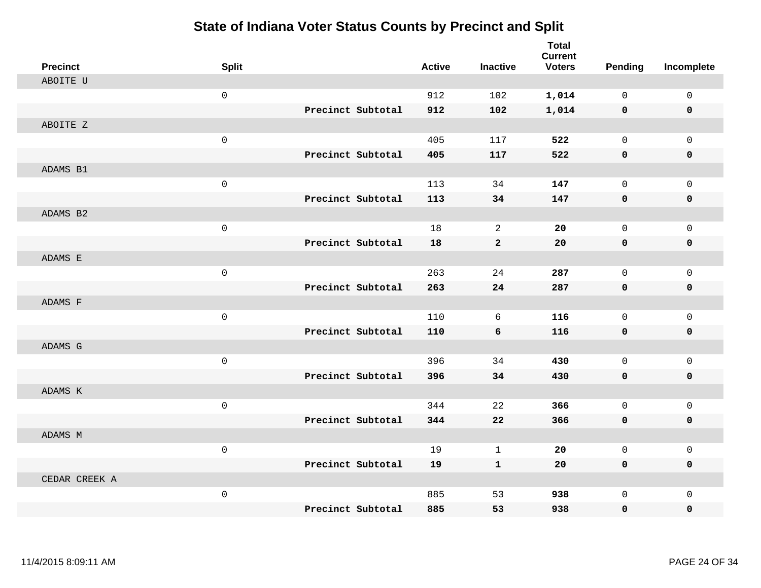# State of Indiana Voter Status Counts by Precinct and Split

| Precinct | Split | | Active | Inactive | Total Current Voters | Pending | Incomplete |
|---|---|---|---|---|---|---|---|
| ABOITE U | | | | | | | |
| | 0 | | 912 | 102 | **1,014** | 0 | 0 |
| | | **Precinct Subtotal** | **912** | **102** | **1,014** | **0** | **0** |
| ABOITE Z | | | | | | | |
| | 0 | | 405 | 117 | **522** | 0 | 0 |
| | | **Precinct Subtotal** | **405** | **117** | **522** | **0** | **0** |
| ADAMS B1 | | | | | | | |
| | 0 | | 113 | 34 | **147** | 0 | 0 |
| | | **Precinct Subtotal** | **113** | **34** | **147** | **0** | **0** |
| ADAMS B2 | | | | | | | |
| | 0 | | 18 | 2 | **20** | 0 | 0 |
| | | **Precinct Subtotal** | **18** | **2** | **20** | **0** | **0** |
| ADAMS E | | | | | | | |
| | 0 | | 263 | 24 | **287** | 0 | 0 |
| | | **Precinct Subtotal** | **263** | **24** | **287** | **0** | **0** |
| ADAMS F | | | | | | | |
| | 0 | | 110 | 6 | **116** | 0 | 0 |
| | | **Precinct Subtotal** | **110** | **6** | **116** | **0** | **0** |
| ADAMS G | | | | | | | |
| | 0 | | 396 | 34 | **430** | 0 | 0 |
| | | **Precinct Subtotal** | **396** | **34** | **430** | **0** | **0** |
| ADAMS K | | | | | | | |
| | 0 | | 344 | 22 | **366** | 0 | 0 |
| | | **Precinct Subtotal** | **344** | **22** | **366** | **0** | **0** |
| ADAMS M | | | | | | | |
| | 0 | | 19 | 1 | **20** | 0 | 0 |
| | | **Precinct Subtotal** | **19** | **1** | **20** | **0** | **0** |
| CEDAR CREEK A | | | | | | | |
| | 0 | | 885 | 53 | **938** | 0 | 0 |
| | | **Precinct Subtotal** | **885** | **53** | **938** | **0** | **0** |

11/4/2015 8:09:11 AM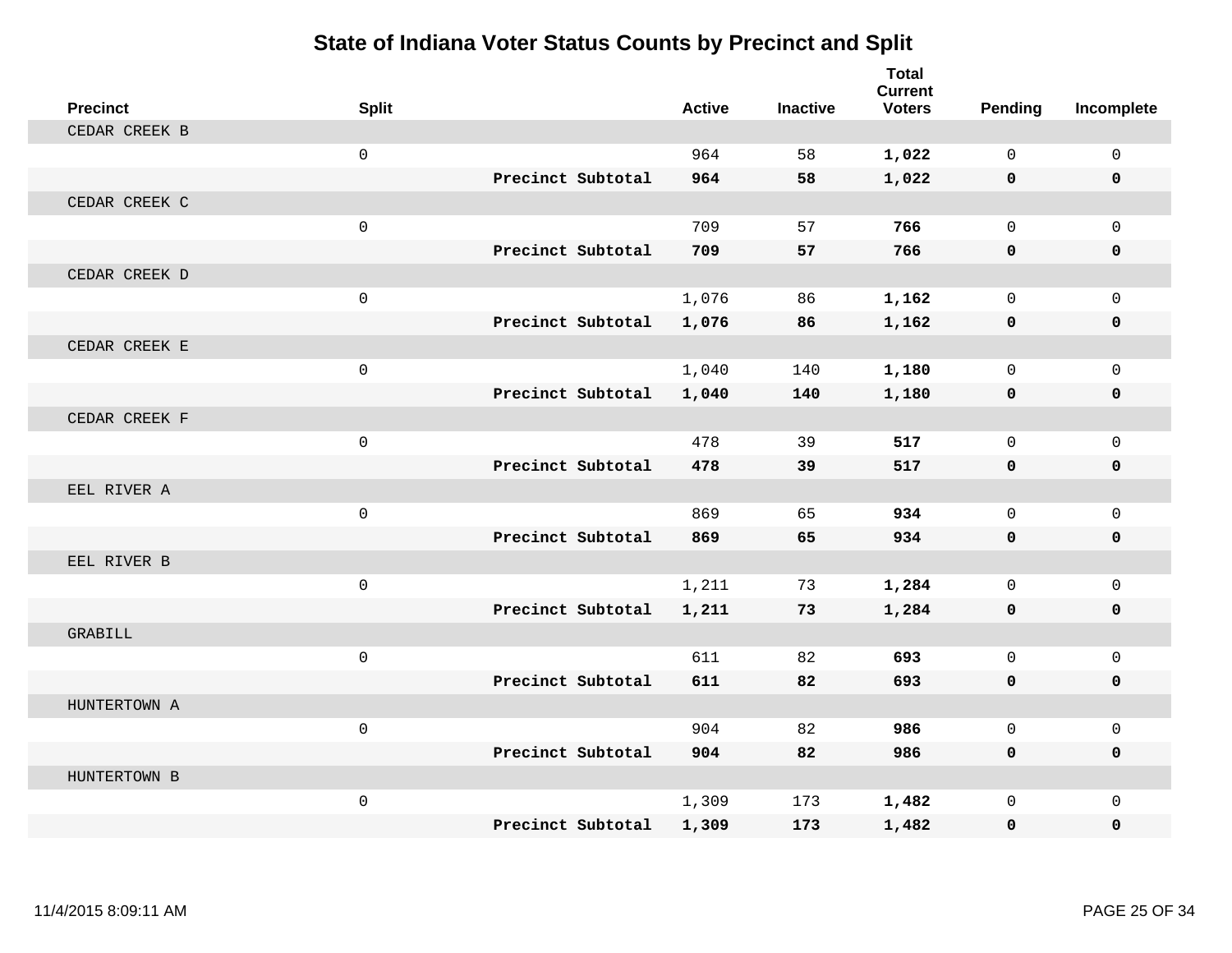# State of Indiana Voter Status Counts by Precinct and Split

| Precinct | Split | | Active | Inactive | Total Current Voters | Pending | Incomplete |
|---|---|---|---|---|---|---|---|
| CEDAR CREEK B | | | | | | | |
| | 0 | | 964 | 58 | **1,022** | 0 | 0 |
| | | **Precinct Subtotal** | **964** | **58** | **1,022** | **0** | **0** |
| CEDAR CREEK C | | | | | | | |
| | 0 | | 709 | 57 | **766** | 0 | 0 |
| | | **Precinct Subtotal** | **709** | **57** | **766** | **0** | **0** |
| CEDAR CREEK D | | | | | | | |
| | 0 | | 1,076 | 86 | **1,162** | 0 | 0 |
| | | **Precinct Subtotal** | **1,076** | **86** | **1,162** | **0** | **0** |
| CEDAR CREEK E | | | | | | | |
| | 0 | | 1,040 | 140 | **1,180** | 0 | 0 |
| | | **Precinct Subtotal** | **1,040** | **140** | **1,180** | **0** | **0** |
| CEDAR CREEK F | | | | | | | |
| | 0 | | 478 | 39 | **517** | 0 | 0 |
| | | **Precinct Subtotal** | **478** | **39** | **517** | **0** | **0** |
| EEL RIVER A | | | | | | | |
| | 0 | | 869 | 65 | **934** | 0 | 0 |
| | | **Precinct Subtotal** | **869** | **65** | **934** | **0** | **0** |
| EEL RIVER B | | | | | | | |
| | 0 | | 1,211 | 73 | **1,284** | 0 | 0 |
| | | **Precinct Subtotal** | **1,211** | **73** | **1,284** | **0** | **0** |
| GRABILL | | | | | | | |
| | 0 | | 611 | 82 | **693** | 0 | 0 |
| | | **Precinct Subtotal** | **611** | **82** | **693** | **0** | **0** |
| HUNTERTOWN A | | | | | | | |
| | 0 | | 904 | 82 | **986** | 0 | 0 |
| | | **Precinct Subtotal** | **904** | **82** | **986** | **0** | **0** |
| HUNTERTOWN B | | | | | | | |
| | 0 | | 1,309 | 173 | **1,482** | 0 | 0 |
| | | **Precinct Subtotal** | **1,309** | **173** | **1,482** | **0** | **0** |

11/4/2015 8:09:11 AM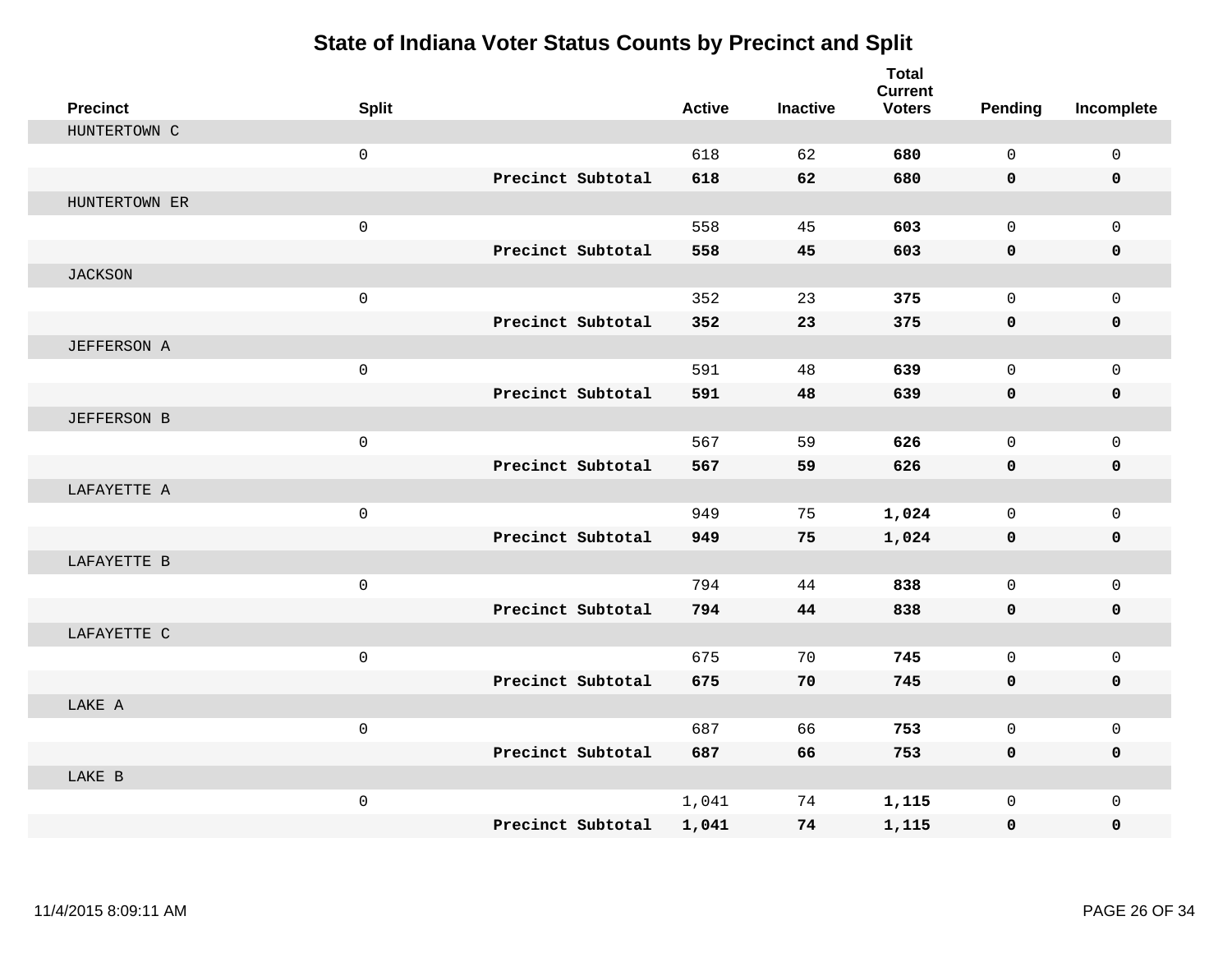# State of Indiana Voter Status Counts by Precinct and Split

| Precinct | Split | | Active | Inactive | Total Current Voters | Pending | Incomplete |
|---|---|---|---|---|---|---|---|
| HUNTERTOWN C | | | | | | | |
| | 0 | | 618 | 62 | **680** | 0 | 0 |
| | | **Precinct Subtotal** | **618** | **62** | **680** | **0** | **0** |
| HUNTERTOWN ER | | | | | | | |
| | 0 | | 558 | 45 | **603** | 0 | 0 |
| | | **Precinct Subtotal** | **558** | **45** | **603** | **0** | **0** |
| JACKSON | | | | | | | |
| | 0 | | 352 | 23 | **375** | 0 | 0 |
| | | **Precinct Subtotal** | **352** | **23** | **375** | **0** | **0** |
| JEFFERSON A | | | | | | | |
| | 0 | | 591 | 48 | **639** | 0 | 0 |
| | | **Precinct Subtotal** | **591** | **48** | **639** | **0** | **0** |
| JEFFERSON B | | | | | | | |
| | 0 | | 567 | 59 | **626** | 0 | 0 |
| | | **Precinct Subtotal** | **567** | **59** | **626** | **0** | **0** |
| LAFAYETTE A | | | | | | | |
| | 0 | | 949 | 75 | **1,024** | 0 | 0 |
| | | **Precinct Subtotal** | **949** | **75** | **1,024** | **0** | **0** |
| LAFAYETTE B | | | | | | | |
| | 0 | | 794 | 44 | **838** | 0 | 0 |
| | | **Precinct Subtotal** | **794** | **44** | **838** | **0** | **0** |
| LAFAYETTE C | | | | | | | |
| | 0 | | 675 | 70 | **745** | 0 | 0 |
| | | **Precinct Subtotal** | **675** | **70** | **745** | **0** | **0** |
| LAKE A | | | | | | | |
| | 0 | | 687 | 66 | **753** | 0 | 0 |
| | | **Precinct Subtotal** | **687** | **66** | **753** | **0** | **0** |
| LAKE B | | | | | | | |
| | 0 | | 1,041 | 74 | **1,115** | 0 | 0 |
| | | **Precinct Subtotal** | **1,041** | **74** | **1,115** | **0** | **0** |

11/4/2015 8:09:11 AM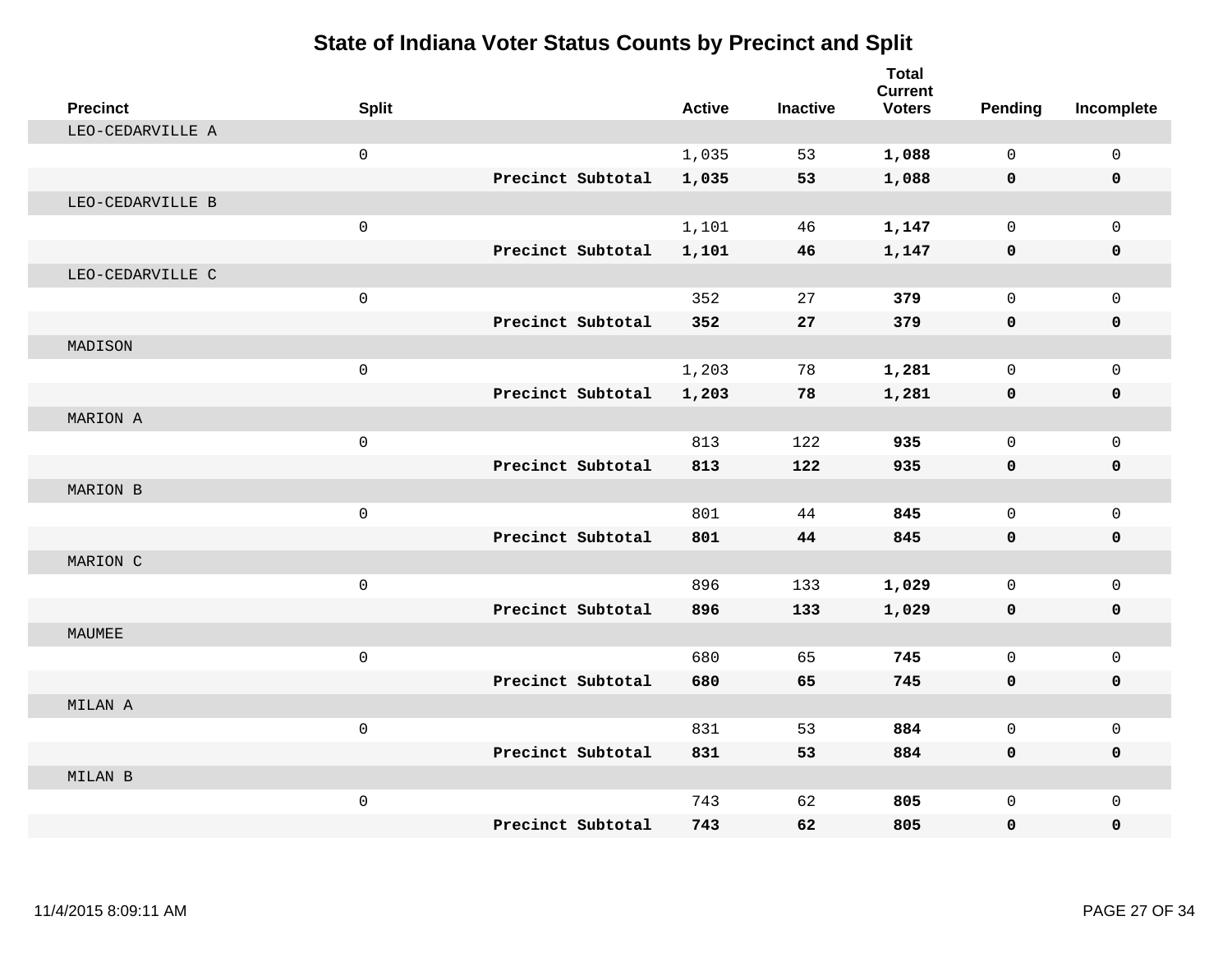# State of Indiana Voter Status Counts by Precinct and Split

| Precinct | Split | | Active | Inactive | Total Current Voters | Pending | Incomplete |
|---|---|---|---|---|---|---|---|
| LEO-CEDARVILLE A | | | | | | | |
| | 0 | | 1,035 | 53 | **1,088** | 0 | 0 |
| | | **Precinct Subtotal** | **1,035** | **53** | **1,088** | **0** | **0** |
| LEO-CEDARVILLE B | | | | | | | |
| | 0 | | 1,101 | 46 | **1,147** | 0 | 0 |
| | | **Precinct Subtotal** | **1,101** | **46** | **1,147** | **0** | **0** |
| LEO-CEDARVILLE C | | | | | | | |
| | 0 | | 352 | 27 | **379** | 0 | 0 |
| | | **Precinct Subtotal** | **352** | **27** | **379** | **0** | **0** |
| MADISON | | | | | | | |
| | 0 | | 1,203 | 78 | **1,281** | 0 | 0 |
| | | **Precinct Subtotal** | **1,203** | **78** | **1,281** | **0** | **0** |
| MARION A | | | | | | | |
| | 0 | | 813 | 122 | **935** | 0 | 0 |
| | | **Precinct Subtotal** | **813** | **122** | **935** | **0** | **0** |
| MARION B | | | | | | | |
| | 0 | | 801 | 44 | **845** | 0 | 0 |
| | | **Precinct Subtotal** | **801** | **44** | **845** | **0** | **0** |
| MARION C | | | | | | | |
| | 0 | | 896 | 133 | **1,029** | 0 | 0 |
| | | **Precinct Subtotal** | **896** | **133** | **1,029** | **0** | **0** |
| MAUMEE | | | | | | | |
| | 0 | | 680 | 65 | **745** | 0 | 0 |
| | | **Precinct Subtotal** | **680** | **65** | **745** | **0** | **0** |
| MILAN A | | | | | | | |
| | 0 | | 831 | 53 | **884** | 0 | 0 |
| | | **Precinct Subtotal** | **831** | **53** | **884** | **0** | **0** |
| MILAN B | | | | | | | |
| | 0 | | 743 | 62 | **805** | 0 | 0 |
| | | **Precinct Subtotal** | **743** | **62** | **805** | **0** | **0** |

11/4/2015 8:09:11 AM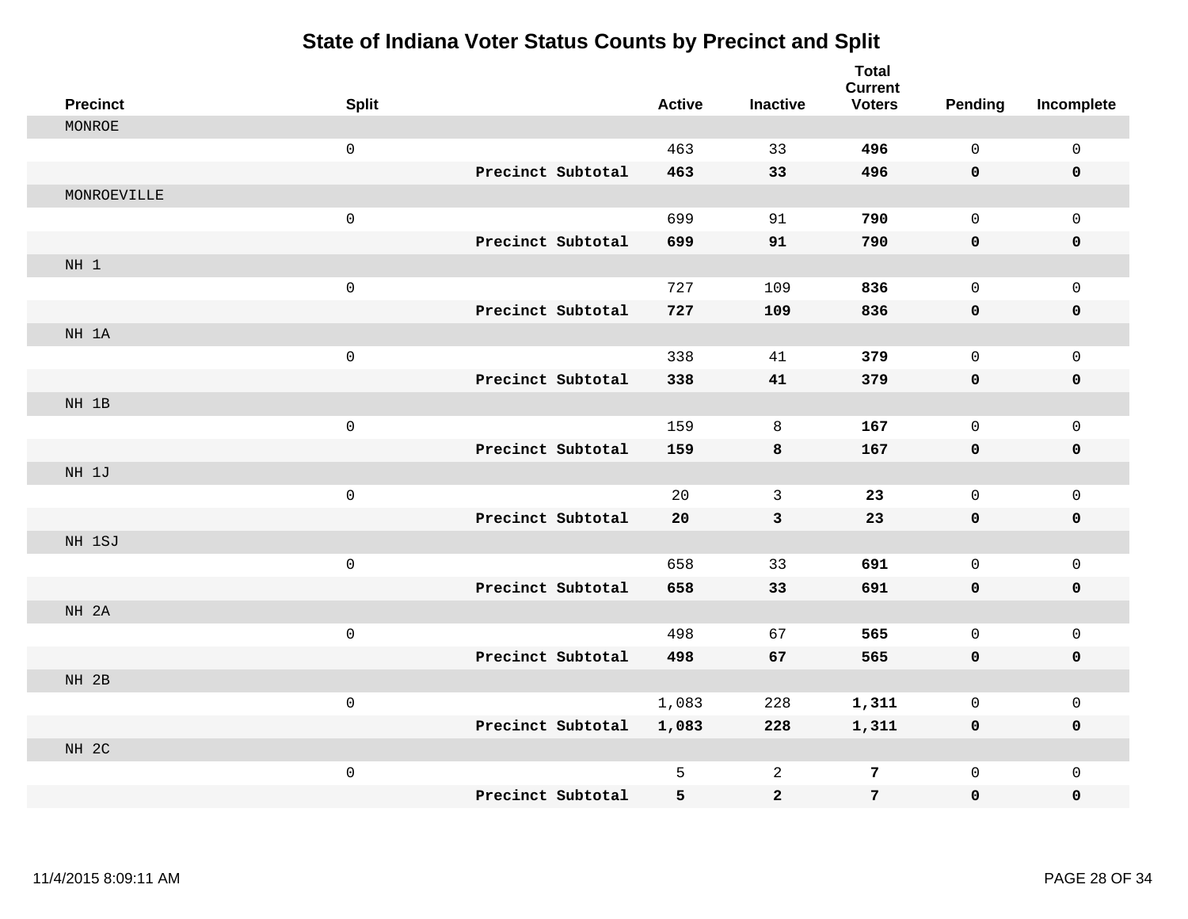# State of Indiana Voter Status Counts by Precinct and Split

| Precinct | Split | | Active | Inactive | Total Current Voters | Pending | Incomplete |
|---|---|---|---|---|---|---|---|
| MONROE | | | | | | | |
| | 0 | | 463 | 33 | **496** | 0 | 0 |
| | | **Precinct Subtotal** | **463** | **33** | **496** | **0** | **0** |
| MONROEVILLE | | | | | | | |
| | 0 | | 699 | 91 | **790** | 0 | 0 |
| | | **Precinct Subtotal** | **699** | **91** | **790** | **0** | **0** |
| NH 1 | | | | | | | |
| | 0 | | 727 | 109 | **836** | 0 | 0 |
| | | **Precinct Subtotal** | **727** | **109** | **836** | **0** | **0** |
| NH 1A | | | | | | | |
| | 0 | | 338 | 41 | **379** | 0 | 0 |
| | | **Precinct Subtotal** | **338** | **41** | **379** | **0** | **0** |
| NH 1B | | | | | | | |
| | 0 | | 159 | 8 | **167** | 0 | 0 |
| | | **Precinct Subtotal** | **159** | **8** | **167** | **0** | **0** |
| NH 1J | | | | | | | |
| | 0 | | 20 | 3 | **23** | 0 | 0 |
| | | **Precinct Subtotal** | **20** | **3** | **23** | **0** | **0** |
| NH 1SJ | | | | | | | |
| | 0 | | 658 | 33 | **691** | 0 | 0 |
| | | **Precinct Subtotal** | **658** | **33** | **691** | **0** | **0** |
| NH 2A | | | | | | | |
| | 0 | | 498 | 67 | **565** | 0 | 0 |
| | | **Precinct Subtotal** | **498** | **67** | **565** | **0** | **0** |
| NH 2B | | | | | | | |
| | 0 | | 1,083 | 228 | **1,311** | 0 | 0 |
| | | **Precinct Subtotal** | **1,083** | **228** | **1,311** | **0** | **0** |
| NH 2C | | | | | | | |
| | 0 | | 5 | 2 | **7** | 0 | 0 |
| | | **Precinct Subtotal** | **5** | **2** | **7** | **0** | **0** |

11/4/2015 8:09:11 AM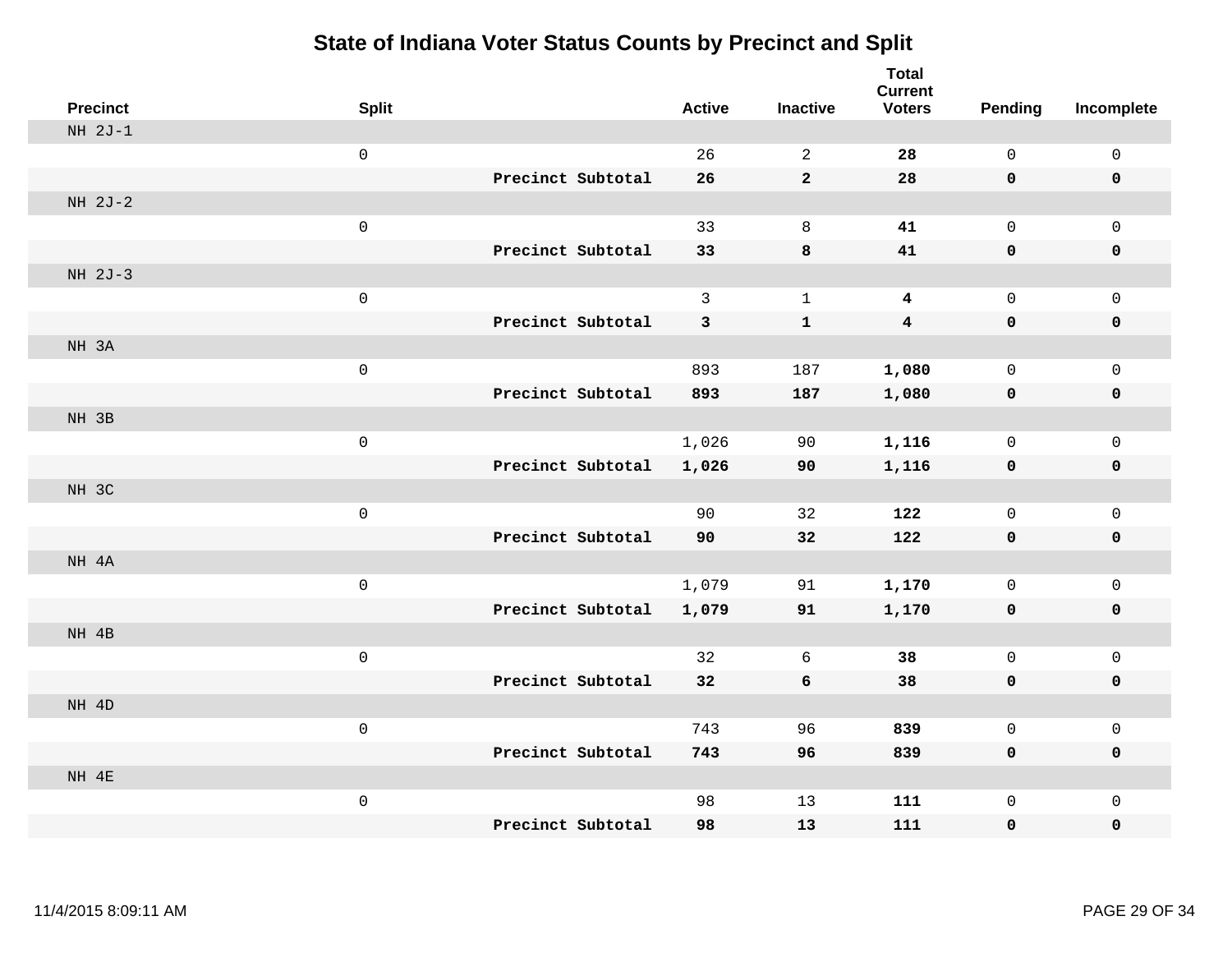# State of Indiana Voter Status Counts by Precinct and Split

| Precinct | Split | | Active | Inactive | Total Current Voters | Pending | Incomplete |
|---|---|---|---|---|---|---|---|
| NH 2J-1 | | | | | | | |
| | 0 | | 26 | 2 | **28** | 0 | 0 |
| | | **Precinct Subtotal** | **26** | **2** | **28** | **0** | **0** |
| NH 2J-2 | | | | | | | |
| | 0 | | 33 | 8 | **41** | 0 | 0 |
| | | **Precinct Subtotal** | **33** | **8** | **41** | **0** | **0** |
| NH 2J-3 | | | | | | | |
| | 0 | | 3 | 1 | **4** | 0 | 0 |
| | | **Precinct Subtotal** | **3** | **1** | **4** | **0** | **0** |
| NH 3A | | | | | | | |
| | 0 | | 893 | 187 | **1,080** | 0 | 0 |
| | | **Precinct Subtotal** | **893** | **187** | **1,080** | **0** | **0** |
| NH 3B | | | | | | | |
| | 0 | | 1,026 | 90 | **1,116** | 0 | 0 |
| | | **Precinct Subtotal** | **1,026** | **90** | **1,116** | **0** | **0** |
| NH 3C | | | | | | | |
| | 0 | | 90 | 32 | **122** | 0 | 0 |
| | | **Precinct Subtotal** | **90** | **32** | **122** | **0** | **0** |
| NH 4A | | | | | | | |
| | 0 | | 1,079 | 91 | **1,170** | 0 | 0 |
| | | **Precinct Subtotal** | **1,079** | **91** | **1,170** | **0** | **0** |
| NH 4B | | | | | | | |
| | 0 | | 32 | 6 | **38** | 0 | 0 |
| | | **Precinct Subtotal** | **32** | **6** | **38** | **0** | **0** |
| NH 4D | | | | | | | |
| | 0 | | 743 | 96 | **839** | 0 | 0 |
| | | **Precinct Subtotal** | **743** | **96** | **839** | **0** | **0** |
| NH 4E | | | | | | | |
| | 0 | | 98 | 13 | **111** | 0 | 0 |
| | | **Precinct Subtotal** | **98** | **13** | **111** | **0** | **0** |

11/4/2015 8:09:11 AM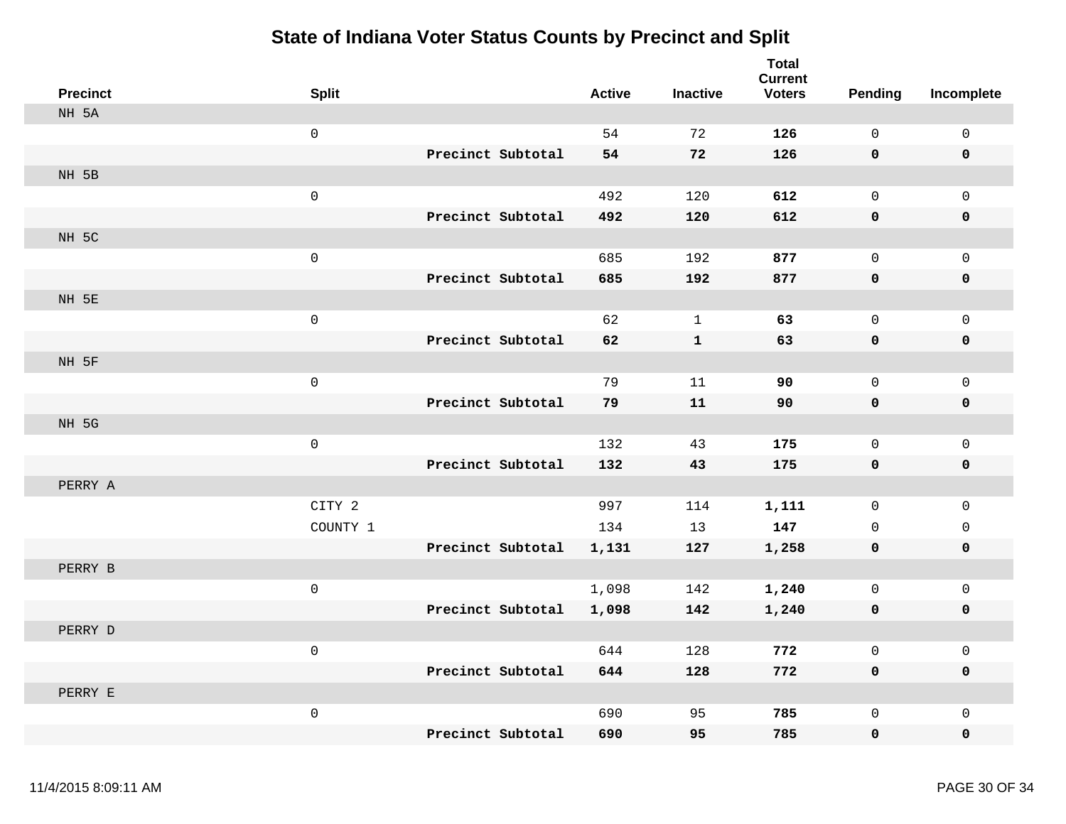# State of Indiana Voter Status Counts by Precinct and Split

| Precinct | Split | | Active | Inactive | Total Current Voters | Pending | Incomplete |
|---|---|---|---|---|---|---|---|
| NH 5A | | | | | | | |
| | 0 | | 54 | 72 | **126** | 0 | 0 |
| | | **Precinct Subtotal** | **54** | **72** | **126** | **0** | **0** |
| NH 5B | | | | | | | |
| | 0 | | 492 | 120 | **612** | 0 | 0 |
| | | **Precinct Subtotal** | **492** | **120** | **612** | **0** | **0** |
| NH 5C | | | | | | | |
| | 0 | | 685 | 192 | **877** | 0 | 0 |
| | | **Precinct Subtotal** | **685** | **192** | **877** | **0** | **0** |
| NH 5E | | | | | | | |
| | 0 | | 62 | 1 | **63** | 0 | 0 |
| | | **Precinct Subtotal** | **62** | **1** | **63** | **0** | **0** |
| NH 5F | | | | | | | |
| | 0 | | 79 | 11 | **90** | 0 | 0 |
| | | **Precinct Subtotal** | **79** | **11** | **90** | **0** | **0** |
| NH 5G | | | | | | | |
| | 0 | | 132 | 43 | **175** | 0 | 0 |
| | | **Precinct Subtotal** | **132** | **43** | **175** | **0** | **0** |
| PERRY A | | | | | | | |
| | CITY 2 | | 997 | 114 | **1,111** | 0 | 0 |
| | COUNTY 1 | | 134 | 13 | **147** | 0 | 0 |
| | | **Precinct Subtotal** | **1,131** | **127** | **1,258** | **0** | **0** |
| PERRY B | | | | | | | |
| | 0 | | 1,098 | 142 | **1,240** | 0 | 0 |
| | | **Precinct Subtotal** | **1,098** | **142** | **1,240** | **0** | **0** |
| PERRY D | | | | | | | |
| | 0 | | 644 | 128 | **772** | 0 | 0 |
| | | **Precinct Subtotal** | **644** | **128** | **772** | **0** | **0** |
| PERRY E | | | | | | | |
| | 0 | | 690 | 95 | **785** | 0 | 0 |
| | | **Precinct Subtotal** | **690** | **95** | **785** | **0** | **0** |

11/4/2015 8:09:11 AM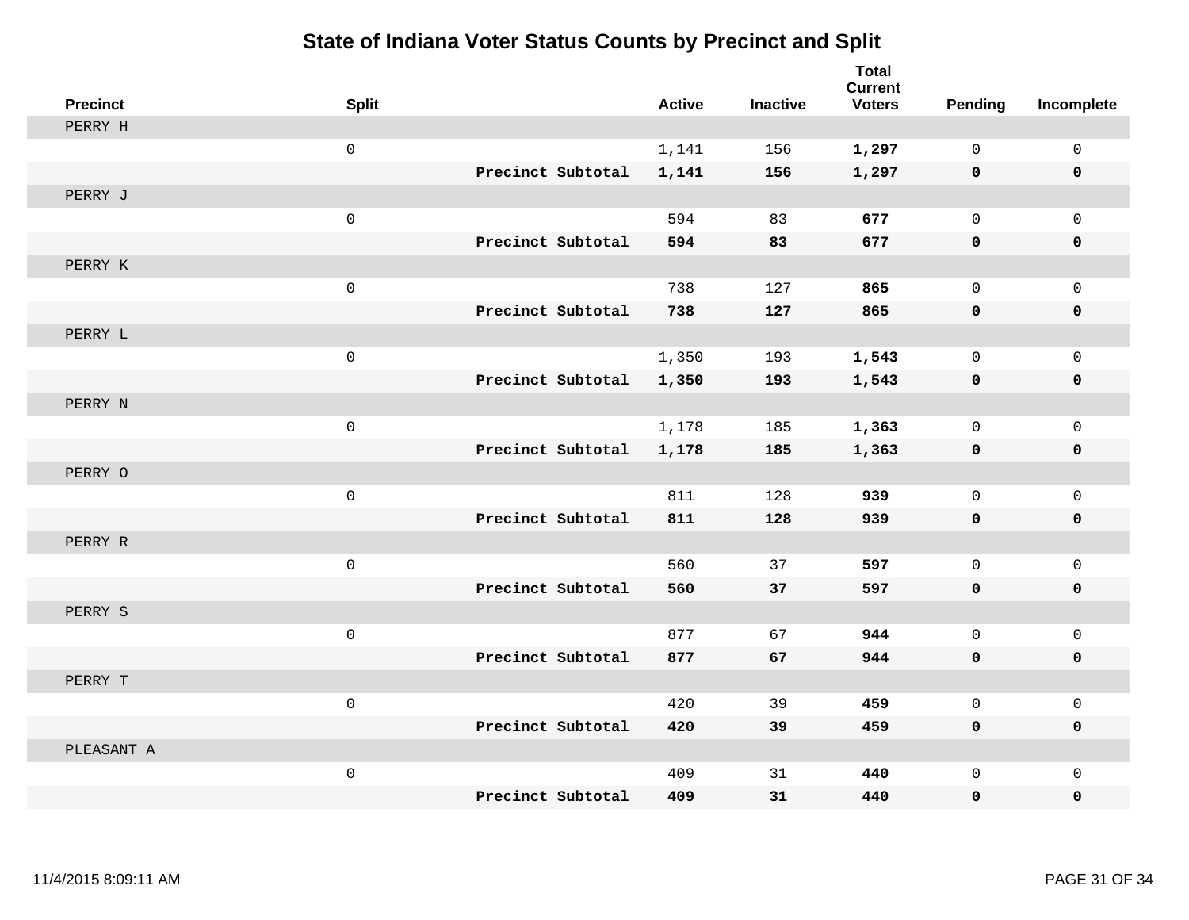# State of Indiana Voter Status Counts by Precinct and Split

| Precinct | Split | | Active | Inactive | Total Current Voters | Pending | Incomplete |
|---|---|---|---|---|---|---|---|
| PERRY H | | | | | | | |
| | 0 | | 1,141 | 156 | **1,297** | 0 | 0 |
| | | **Precinct Subtotal** | **1,141** | **156** | **1,297** | **0** | **0** |
| PERRY J | | | | | | | |
| | 0 | | 594 | 83 | **677** | 0 | 0 |
| | | **Precinct Subtotal** | **594** | **83** | **677** | **0** | **0** |
| PERRY K | | | | | | | |
| | 0 | | 738 | 127 | **865** | 0 | 0 |
| | | **Precinct Subtotal** | **738** | **127** | **865** | **0** | **0** |
| PERRY L | | | | | | | |
| | 0 | | 1,350 | 193 | **1,543** | 0 | 0 |
| | | **Precinct Subtotal** | **1,350** | **193** | **1,543** | **0** | **0** |
| PERRY N | | | | | | | |
| | 0 | | 1,178 | 185 | **1,363** | 0 | 0 |
| | | **Precinct Subtotal** | **1,178** | **185** | **1,363** | **0** | **0** |
| PERRY O | | | | | | | |
| | 0 | | 811 | 128 | **939** | 0 | 0 |
| | | **Precinct Subtotal** | **811** | **128** | **939** | **0** | **0** |
| PERRY R | | | | | | | |
| | 0 | | 560 | 37 | **597** | 0 | 0 |
| | | **Precinct Subtotal** | **560** | **37** | **597** | **0** | **0** |
| PERRY S | | | | | | | |
| | 0 | | 877 | 67 | **944** | 0 | 0 |
| | | **Precinct Subtotal** | **877** | **67** | **944** | **0** | **0** |
| PERRY T | | | | | | | |
| | 0 | | 420 | 39 | **459** | 0 | 0 |
| | | **Precinct Subtotal** | **420** | **39** | **459** | **0** | **0** |
| PLEASANT A | | | | | | | |
| | 0 | | 409 | 31 | **440** | 0 | 0 |
| | | **Precinct Subtotal** | **409** | **31** | **440** | **0** | **0** |

11/4/2015 8:09:11 AM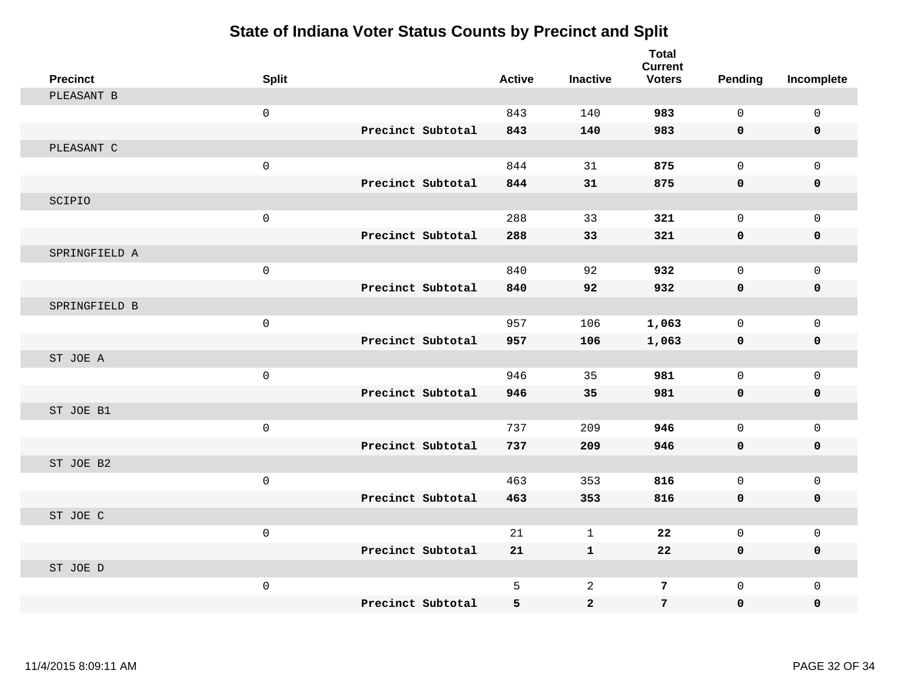# State of Indiana Voter Status Counts by Precinct and Split

| Precinct | Split | | Active | Inactive | Total Current Voters | Pending | Incomplete |
|---|---|---|---|---|---|---|---|
| PLEASANT B | | | | | | | |
| | 0 | | 843 | 140 | **983** | 0 | 0 |
| | | **Precinct Subtotal** | **843** | **140** | **983** | **0** | **0** |
| PLEASANT C | | | | | | | |
| | 0 | | 844 | 31 | **875** | 0 | 0 |
| | | **Precinct Subtotal** | **844** | **31** | **875** | **0** | **0** |
| SCIPIO | | | | | | | |
| | 0 | | 288 | 33 | **321** | 0 | 0 |
| | | **Precinct Subtotal** | **288** | **33** | **321** | **0** | **0** |
| SPRINGFIELD A | | | | | | | |
| | 0 | | 840 | 92 | **932** | 0 | 0 |
| | | **Precinct Subtotal** | **840** | **92** | **932** | **0** | **0** |
| SPRINGFIELD B | | | | | | | |
| | 0 | | 957 | 106 | **1,063** | 0 | 0 |
| | | **Precinct Subtotal** | **957** | **106** | **1,063** | **0** | **0** |
| ST JOE A | | | | | | | |
| | 0 | | 946 | 35 | **981** | 0 | 0 |
| | | **Precinct Subtotal** | **946** | **35** | **981** | **0** | **0** |
| ST JOE B1 | | | | | | | |
| | 0 | | 737 | 209 | **946** | 0 | 0 |
| | | **Precinct Subtotal** | **737** | **209** | **946** | **0** | **0** |
| ST JOE B2 | | | | | | | |
| | 0 | | 463 | 353 | **816** | 0 | 0 |
| | | **Precinct Subtotal** | **463** | **353** | **816** | **0** | **0** |
| ST JOE C | | | | | | | |
| | 0 | | 21 | 1 | **22** | 0 | 0 |
| | | **Precinct Subtotal** | **21** | **1** | **22** | **0** | **0** |
| ST JOE D | | | | | | | |
| | 0 | | 5 | 2 | **7** | 0 | 0 |
| | | **Precinct Subtotal** | **5** | **2** | **7** | **0** | **0** |

11/4/2015 8:09:11 AM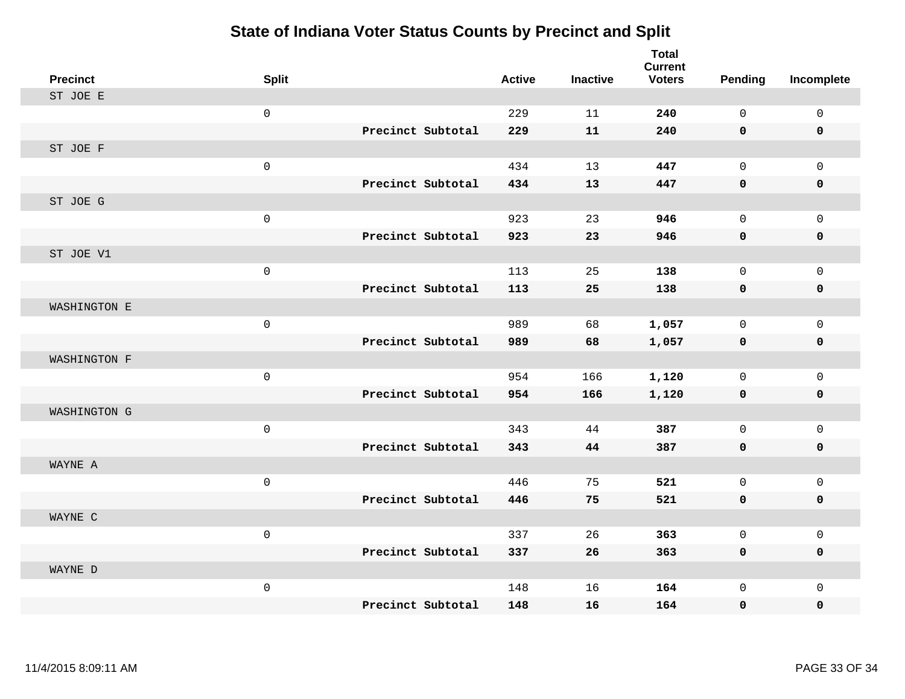# State of Indiana Voter Status Counts by Precinct and Split

| Precinct | Split | | Active | Inactive | Total Current Voters | Pending | Incomplete |
|---|---|---|---|---|---|---|---|
| ST JOE E | | | | | | | |
| | 0 | | 229 | 11 | **240** | 0 | 0 |
| | | **Precinct Subtotal** | **229** | **11** | **240** | **0** | **0** |
| ST JOE F | | | | | | | |
| | 0 | | 434 | 13 | **447** | 0 | 0 |
| | | **Precinct Subtotal** | **434** | **13** | **447** | **0** | **0** |
| ST JOE G | | | | | | | |
| | 0 | | 923 | 23 | **946** | 0 | 0 |
| | | **Precinct Subtotal** | **923** | **23** | **946** | **0** | **0** |
| ST JOE V1 | | | | | | | |
| | 0 | | 113 | 25 | **138** | 0 | 0 |
| | | **Precinct Subtotal** | **113** | **25** | **138** | **0** | **0** |
| WASHINGTON E | | | | | | | |
| | 0 | | 989 | 68 | **1,057** | 0 | 0 |
| | | **Precinct Subtotal** | **989** | **68** | **1,057** | **0** | **0** |
| WASHINGTON F | | | | | | | |
| | 0 | | 954 | 166 | **1,120** | 0 | 0 |
| | | **Precinct Subtotal** | **954** | **166** | **1,120** | **0** | **0** |
| WASHINGTON G | | | | | | | |
| | 0 | | 343 | 44 | **387** | 0 | 0 |
| | | **Precinct Subtotal** | **343** | **44** | **387** | **0** | **0** |
| WAYNE A | | | | | | | |
| | 0 | | 446 | 75 | **521** | 0 | 0 |
| | | **Precinct Subtotal** | **446** | **75** | **521** | **0** | **0** |
| WAYNE C | | | | | | | |
| | 0 | | 337 | 26 | **363** | 0 | 0 |
| | | **Precinct Subtotal** | **337** | **26** | **363** | **0** | **0** |
| WAYNE D | | | | | | | |
| | 0 | | 148 | 16 | **164** | 0 | 0 |
| | | **Precinct Subtotal** | **148** | **16** | **164** | **0** | **0** |

11/4/2015 8:09:11 AM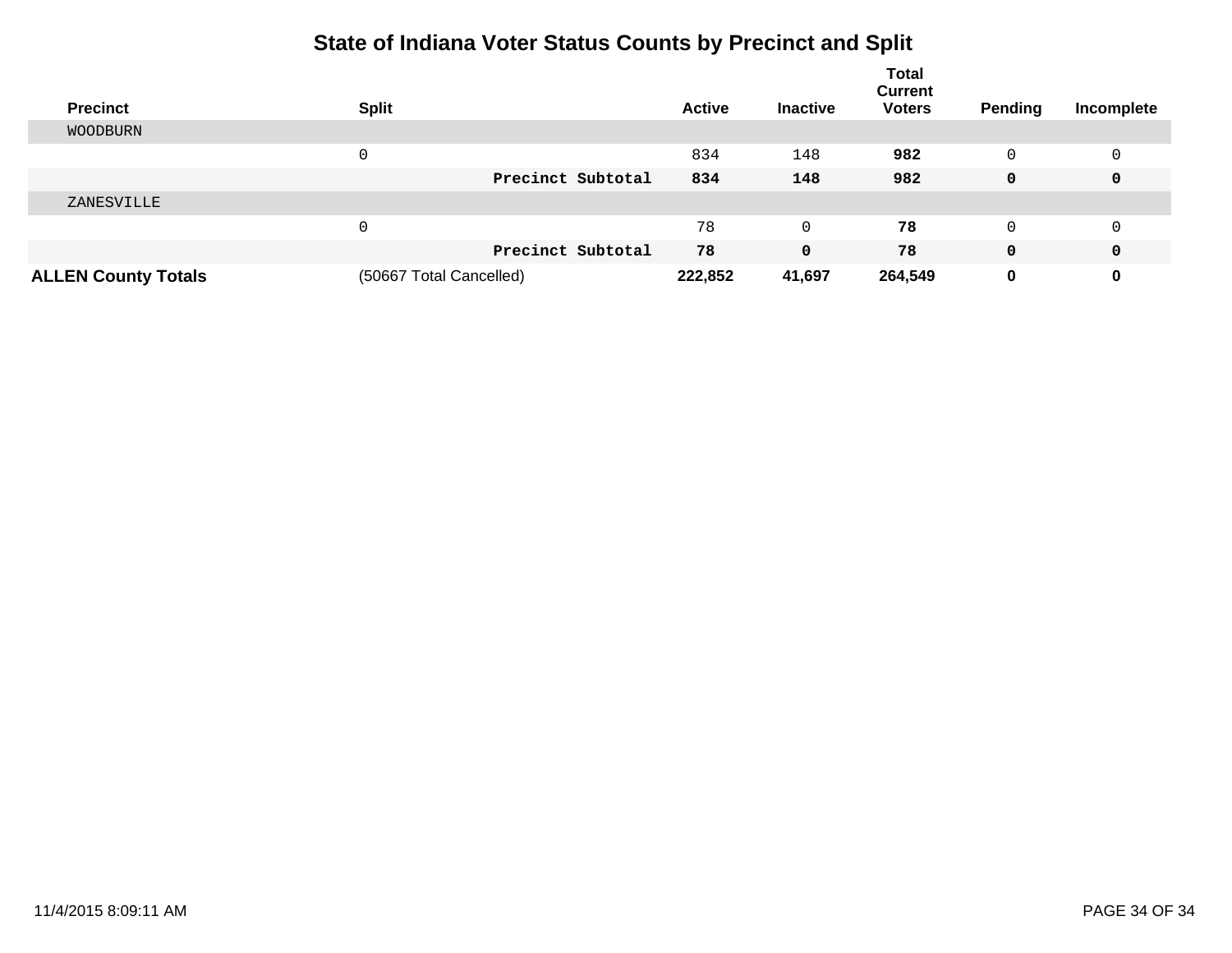# State of Indiana Voter Status Counts by Precinct and Split

| Precinct | Split | Active | Inactive | Total Current Voters | Pending | Incomplete |
|---|---|---|---|---|---|---|
| WOODBURN | | | | | | |
| | 0 | 834 | 148 | **982** | 0 | 0 |
| | **Precinct Subtotal** | **834** | **148** | **982** | **0** | **0** |
| ZANESVILLE | | | | | | |
| | 0 | 78 | 0 | **78** | 0 | 0 |
| | **Precinct Subtotal** | **78** | **0** | **78** | **0** | **0** |
| **ALLEN County Totals** | (50667 Total Cancelled) | **222,852** | **41,697** | **264,549** | **0** | **0** |

11/4/2015 8:09:11 AM